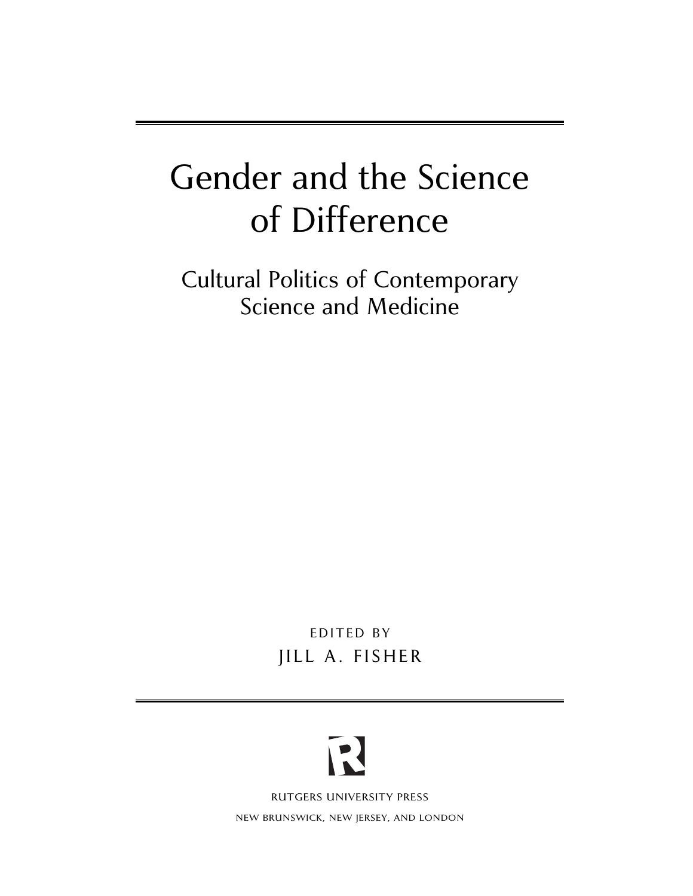# Gender and the Science of Difference

## Cultural Politics of Contemporary Science and Medicine

EDITED BY

JILL A. FISHER

RUTGERS UNIVERSITY PRESS

NEW BRUNSWICK, NEW JERSEY, AND LONDON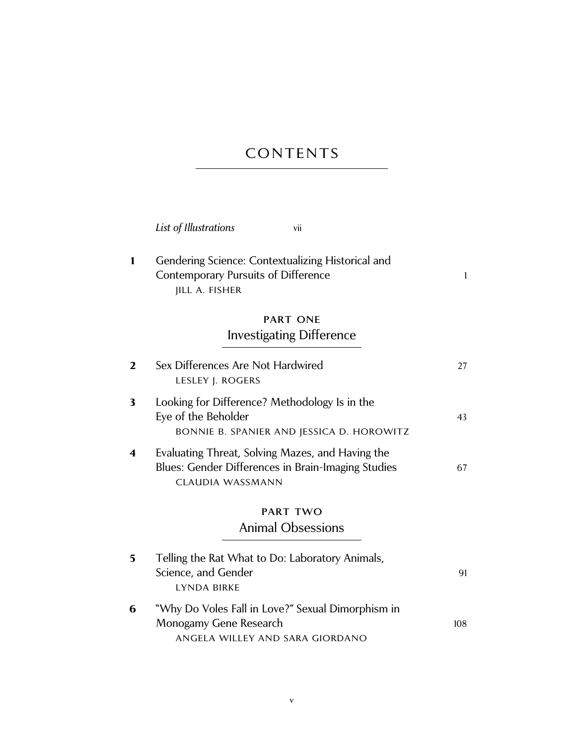# CONTENTS

*List of Illustrations* vii

**1** Gendering Science: Contextualizing Historical and Contemporary Pursuits of Difference 1
JILL A. FISHER

## PART ONE
## Investigating Difference

**2** Sex Differences Are Not Hardwired 27
LESLEY J. ROGERS

**3** Looking for Difference? Methodology Is in the Eye of the Beholder 43
BONNIE B. SPANIER AND JESSICA D. HOROWITZ

**4** Evaluating Threat, Solving Mazes, and Having the Blues: Gender Differences in Brain-Imaging Studies 67
CLAUDIA WASSMANN

## PART TWO
## Animal Obsessions

**5** Telling the Rat What to Do: Laboratory Animals, Science, and Gender 91
LYNDA BIRKE

**6** "Why Do Voles Fall in Love?" Sexual Dimorphism in Monogamy Gene Research 108
ANGELA WILLEY AND SARA GIORDANO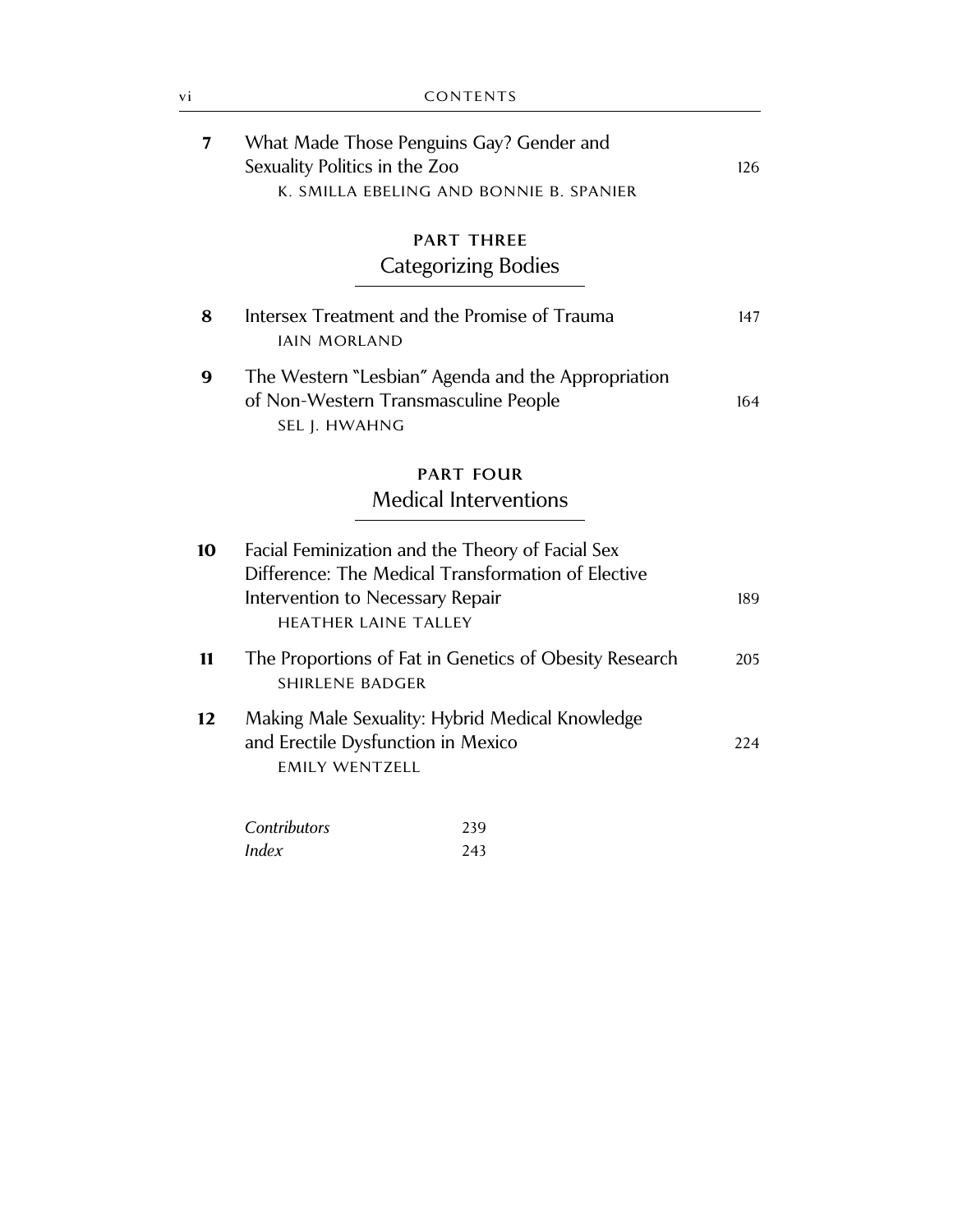7 What Made Those Penguins Gay? Gender and Sexuality Politics in the Zoo — 126
K. SMILLA EBELING AND BONNIE B. SPANIER

## PART THREE
## Categorizing Bodies

8 Intersex Treatment and the Promise of Trauma — 147
IAIN MORLAND

9 The Western "Lesbian" Agenda and the Appropriation of Non-Western Transmasculine People — 164
SEL J. HWAHNG

## PART FOUR
## Medical Interventions

10 Facial Feminization and the Theory of Facial Sex Difference: The Medical Transformation of Elective Intervention to Necessary Repair — 189
HEATHER LAINE TALLEY

11 The Proportions of Fat in Genetics of Obesity Research — 205
SHIRLENE BADGER

12 Making Male Sexuality: Hybrid Medical Knowledge and Erectile Dysfunction in Mexico — 224
EMILY WENTZELL

*Contributors* 239
*Index* 243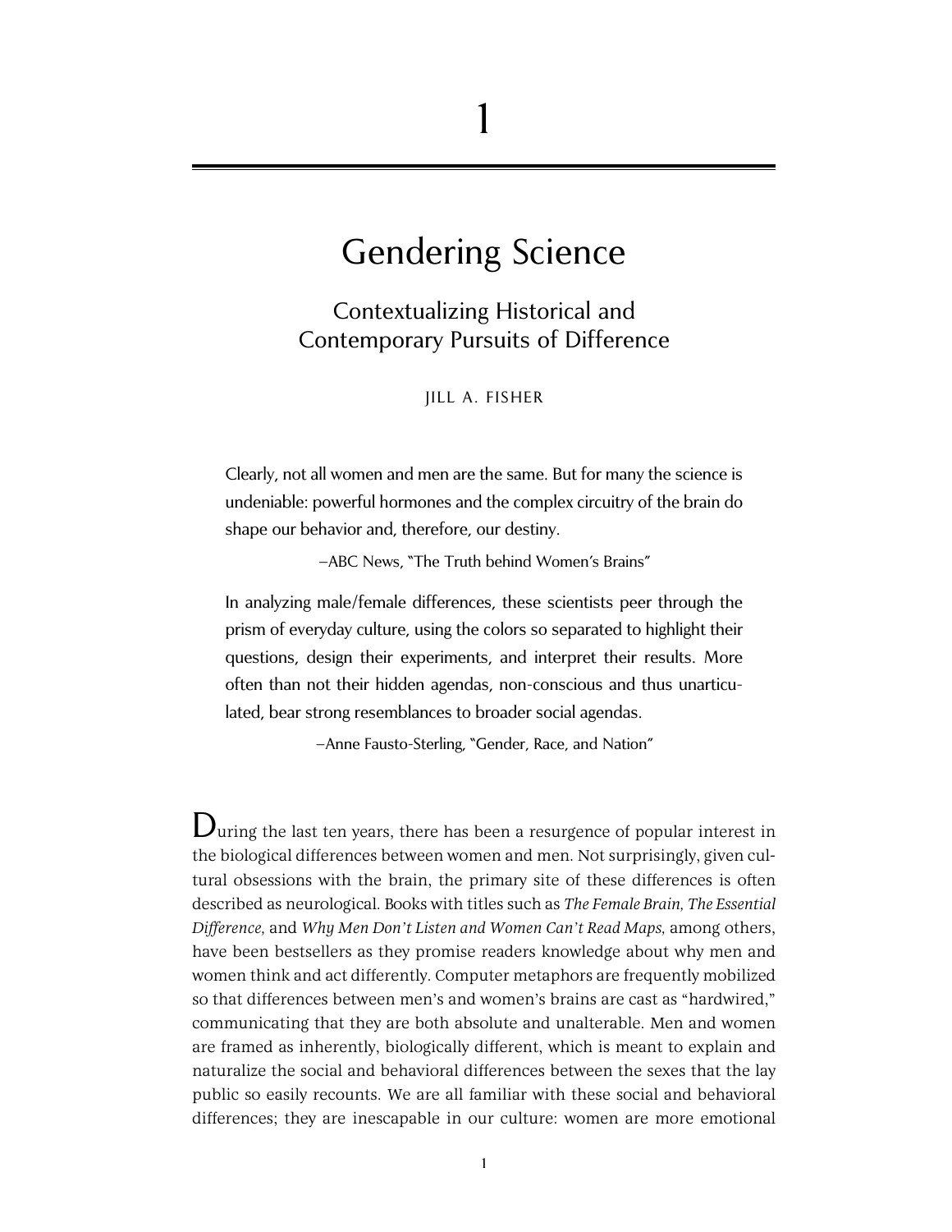# 1

# Gendering Science

## Contextualizing Historical and Contemporary Pursuits of Difference

JILL A. FISHER

> Clearly, not all women and men are the same. But for many the science is undeniable: powerful hormones and the complex circuitry of the brain do shape our behavior and, therefore, our destiny.
>
> —ABC News, "The Truth behind Women's Brains"

> In analyzing male/female differences, these scientists peer through the prism of everyday culture, using the colors so separated to highlight their questions, design their experiments, and interpret their results. More often than not their hidden agendas, non-conscious and thus unarticulated, bear strong resemblances to broader social agendas.
>
> —Anne Fausto-Sterling, "Gender, Race, and Nation"

During the last ten years, there has been a resurgence of popular interest in the biological differences between women and men. Not surprisingly, given cultural obsessions with the brain, the primary site of these differences is often described as neurological. Books with titles such as *The Female Brain, The Essential Difference,* and *Why Men Don't Listen and Women Can't Read Maps,* among others, have been bestsellers as they promise readers knowledge about why men and women think and act differently. Computer metaphors are frequently mobilized so that differences between men's and women's brains are cast as "hardwired," communicating that they are both absolute and unalterable. Men and women are framed as inherently, biologically different, which is meant to explain and naturalize the social and behavioral differences between the sexes that the lay public so easily recounts. We are all familiar with these social and behavioral differences; they are inescapable in our culture: women are more emotional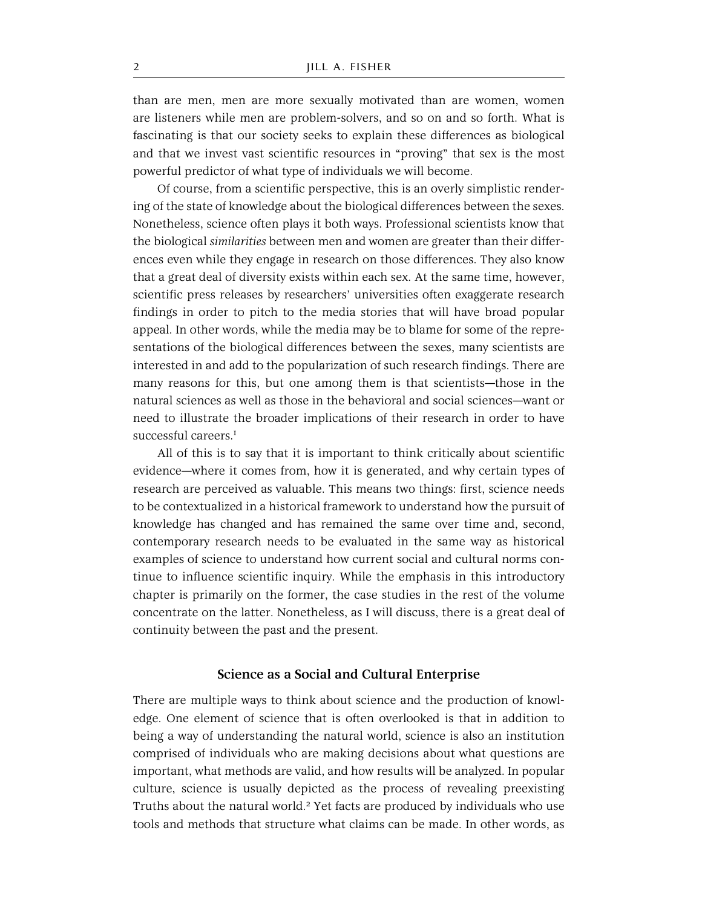than are men, men are more sexually motivated than are women, women are listeners while men are problem-solvers, and so on and so forth. What is fascinating is that our society seeks to explain these differences as biological and that we invest vast scientific resources in "proving" that sex is the most powerful predictor of what type of individuals we will become.

Of course, from a scientific perspective, this is an overly simplistic rendering of the state of knowledge about the biological differences between the sexes. Nonetheless, science often plays it both ways. Professional scientists know that the biological *similarities* between men and women are greater than their differences even while they engage in research on those differences. They also know that a great deal of diversity exists within each sex. At the same time, however, scientific press releases by researchers' universities often exaggerate research findings in order to pitch to the media stories that will have broad popular appeal. In other words, while the media may be to blame for some of the representations of the biological differences between the sexes, many scientists are interested in and add to the popularization of such research findings. There are many reasons for this, but one among them is that scientists—those in the natural sciences as well as those in the behavioral and social sciences—want or need to illustrate the broader implications of their research in order to have successful careers.[1]

All of this is to say that it is important to think critically about scientific evidence—where it comes from, how it is generated, and why certain types of research are perceived as valuable. This means two things: first, science needs to be contextualized in a historical framework to understand how the pursuit of knowledge has changed and has remained the same over time and, second, contemporary research needs to be evaluated in the same way as historical examples of science to understand how current social and cultural norms continue to influence scientific inquiry. While the emphasis in this introductory chapter is primarily on the former, the case studies in the rest of the volume concentrate on the latter. Nonetheless, as I will discuss, there is a great deal of continuity between the past and the present.

## Science as a Social and Cultural Enterprise

There are multiple ways to think about science and the production of knowledge. One element of science that is often overlooked is that in addition to being a way of understanding the natural world, science is also an institution comprised of individuals who are making decisions about what questions are important, what methods are valid, and how results will be analyzed. In popular culture, science is usually depicted as the process of revealing preexisting Truths about the natural world.[2] Yet facts are produced by individuals who use tools and methods that structure what claims can be made. In other words, as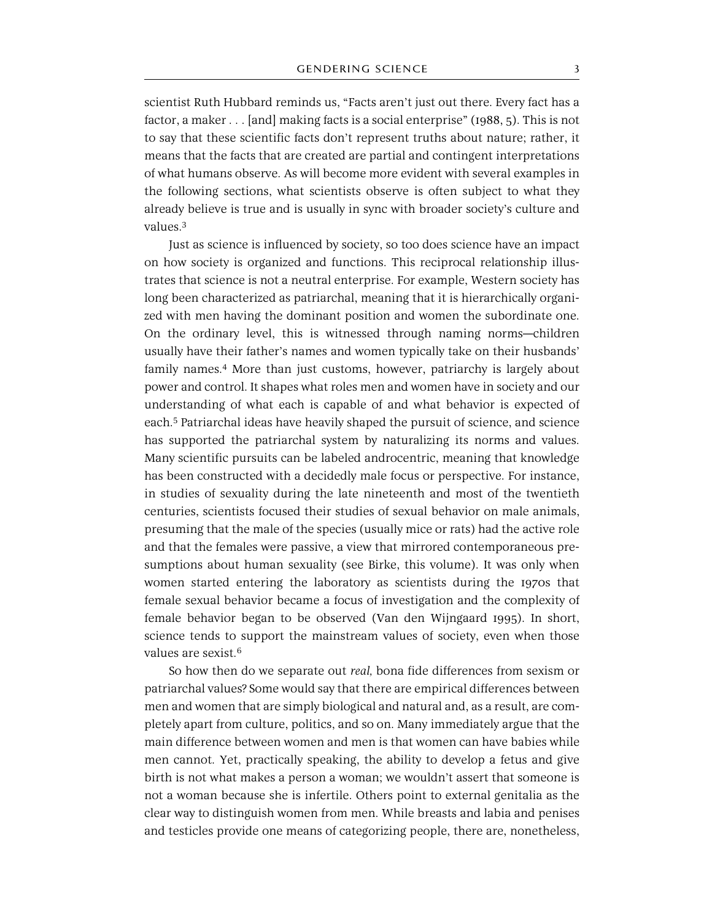scientist Ruth Hubbard reminds us, "Facts aren't just out there. Every fact has a factor, a maker . . . [and] making facts is a social enterprise" (1988, 5). This is not to say that these scientific facts don't represent truths about nature; rather, it means that the facts that are created are partial and contingent interpretations of what humans observe. As will become more evident with several examples in the following sections, what scientists observe is often subject to what they already believe is true and is usually in sync with broader society's culture and values.[3]

Just as science is influenced by society, so too does science have an impact on how society is organized and functions. This reciprocal relationship illustrates that science is not a neutral enterprise. For example, Western society has long been characterized as patriarchal, meaning that it is hierarchically organized with men having the dominant position and women the subordinate one. On the ordinary level, this is witnessed through naming norms—children usually have their father's names and women typically take on their husbands' family names.[4] More than just customs, however, patriarchy is largely about power and control. It shapes what roles men and women have in society and our understanding of what each is capable of and what behavior is expected of each.[5] Patriarchal ideas have heavily shaped the pursuit of science, and science has supported the patriarchal system by naturalizing its norms and values. Many scientific pursuits can be labeled androcentric, meaning that knowledge has been constructed with a decidedly male focus or perspective. For instance, in studies of sexuality during the late nineteenth and most of the twentieth centuries, scientists focused their studies of sexual behavior on male animals, presuming that the male of the species (usually mice or rats) had the active role and that the females were passive, a view that mirrored contemporaneous presumptions about human sexuality (see Birke, this volume). It was only when women started entering the laboratory as scientists during the 1970s that female sexual behavior became a focus of investigation and the complexity of female behavior began to be observed (Van den Wijngaard 1995). In short, science tends to support the mainstream values of society, even when those values are sexist.[6]

So how then do we separate out *real,* bona fide differences from sexism or patriarchal values? Some would say that there are empirical differences between men and women that are simply biological and natural and, as a result, are completely apart from culture, politics, and so on. Many immediately argue that the main difference between women and men is that women can have babies while men cannot. Yet, practically speaking, the ability to develop a fetus and give birth is not what makes a person a woman; we wouldn't assert that someone is not a woman because she is infertile. Others point to external genitalia as the clear way to distinguish women from men. While breasts and labia and penises and testicles provide one means of categorizing people, there are, nonetheless,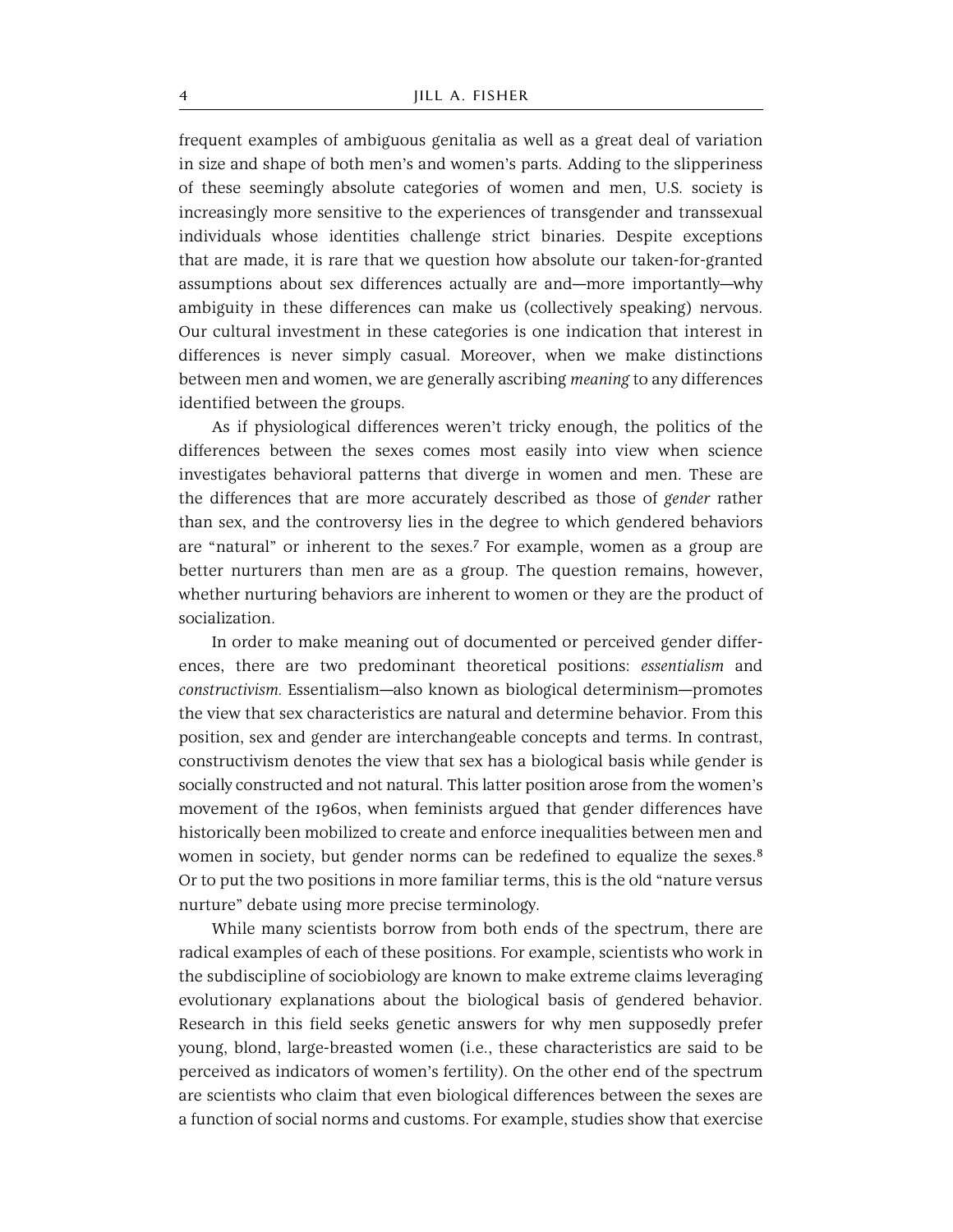frequent examples of ambiguous genitalia as well as a great deal of variation in size and shape of both men's and women's parts. Adding to the slipperiness of these seemingly absolute categories of women and men, U.S. society is increasingly more sensitive to the experiences of transgender and transsexual individuals whose identities challenge strict binaries. Despite exceptions that are made, it is rare that we question how absolute our taken-for-granted assumptions about sex differences actually are and—more importantly—why ambiguity in these differences can make us (collectively speaking) nervous. Our cultural investment in these categories is one indication that interest in differences is never simply casual. Moreover, when we make distinctions between men and women, we are generally ascribing *meaning* to any differences identified between the groups.

As if physiological differences weren't tricky enough, the politics of the differences between the sexes comes most easily into view when science investigates behavioral patterns that diverge in women and men. These are the differences that are more accurately described as those of *gender* rather than sex, and the controversy lies in the degree to which gendered behaviors are "natural" or inherent to the sexes.[7] For example, women as a group are better nurturers than men are as a group. The question remains, however, whether nurturing behaviors are inherent to women or they are the product of socialization.

In order to make meaning out of documented or perceived gender differences, there are two predominant theoretical positions: *essentialism* and *constructivism.* Essentialism—also known as biological determinism—promotes the view that sex characteristics are natural and determine behavior. From this position, sex and gender are interchangeable concepts and terms. In contrast, constructivism denotes the view that sex has a biological basis while gender is socially constructed and not natural. This latter position arose from the women's movement of the 1960s, when feminists argued that gender differences have historically been mobilized to create and enforce inequalities between men and women in society, but gender norms can be redefined to equalize the sexes.[8] Or to put the two positions in more familiar terms, this is the old "nature versus nurture" debate using more precise terminology.

While many scientists borrow from both ends of the spectrum, there are radical examples of each of these positions. For example, scientists who work in the subdiscipline of sociobiology are known to make extreme claims leveraging evolutionary explanations about the biological basis of gendered behavior. Research in this field seeks genetic answers for why men supposedly prefer young, blond, large-breasted women (i.e., these characteristics are said to be perceived as indicators of women's fertility). On the other end of the spectrum are scientists who claim that even biological differences between the sexes are a function of social norms and customs. For example, studies show that exercise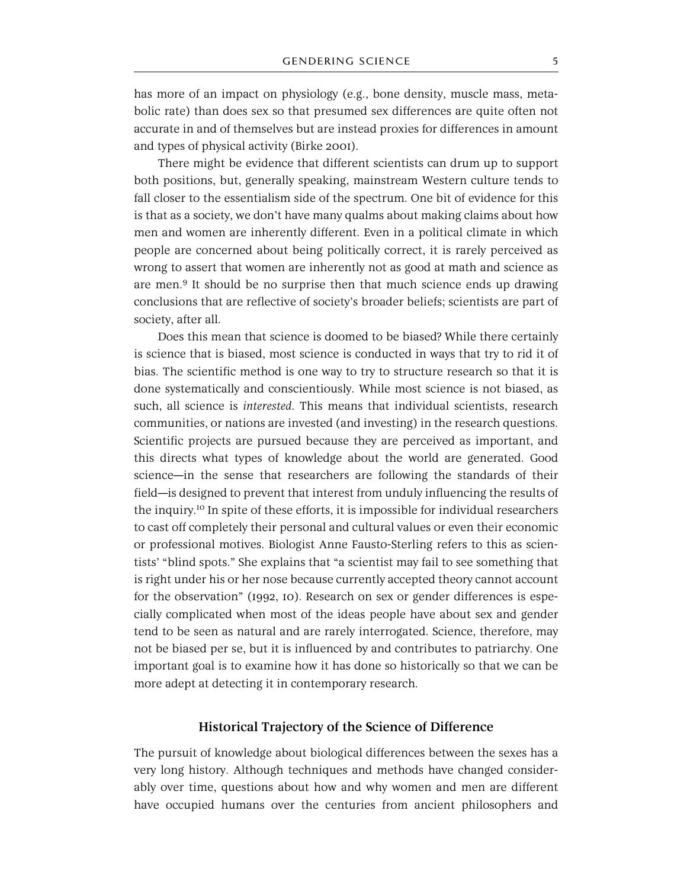has more of an impact on physiology (e.g., bone density, muscle mass, metabolic rate) than does sex so that presumed sex differences are quite often not accurate in and of themselves but are instead proxies for differences in amount and types of physical activity (Birke 2001).

There might be evidence that different scientists can drum up to support both positions, but, generally speaking, mainstream Western culture tends to fall closer to the essentialism side of the spectrum. One bit of evidence for this is that as a society, we don't have many qualms about making claims about how men and women are inherently different. Even in a political climate in which people are concerned about being politically correct, it is rarely perceived as wrong to assert that women are inherently not as good at math and science as are men.[9] It should be no surprise then that much science ends up drawing conclusions that are reflective of society's broader beliefs; scientists are part of society, after all.

Does this mean that science is doomed to be biased? While there certainly is science that is biased, most science is conducted in ways that try to rid it of bias. The scientific method is one way to try to structure research so that it is done systematically and conscientiously. While most science is not biased, as such, all science is *interested*. This means that individual scientists, research communities, or nations are invested (and investing) in the research questions. Scientific projects are pursued because they are perceived as important, and this directs what types of knowledge about the world are generated. Good science—in the sense that researchers are following the standards of their field—is designed to prevent that interest from unduly influencing the results of the inquiry.[10] In spite of these efforts, it is impossible for individual researchers to cast off completely their personal and cultural values or even their economic or professional motives. Biologist Anne Fausto-Sterling refers to this as scientists' "blind spots." She explains that "a scientist may fail to see something that is right under his or her nose because currently accepted theory cannot account for the observation" (1992, 10). Research on sex or gender differences is especially complicated when most of the ideas people have about sex and gender tend to be seen as natural and are rarely interrogated. Science, therefore, may not be biased per se, but it is influenced by and contributes to patriarchy. One important goal is to examine how it has done so historically so that we can be more adept at detecting it in contemporary research.

## Historical Trajectory of the Science of Difference

The pursuit of knowledge about biological differences between the sexes has a very long history. Although techniques and methods have changed considerably over time, questions about how and why women and men are different have occupied humans over the centuries from ancient philosophers and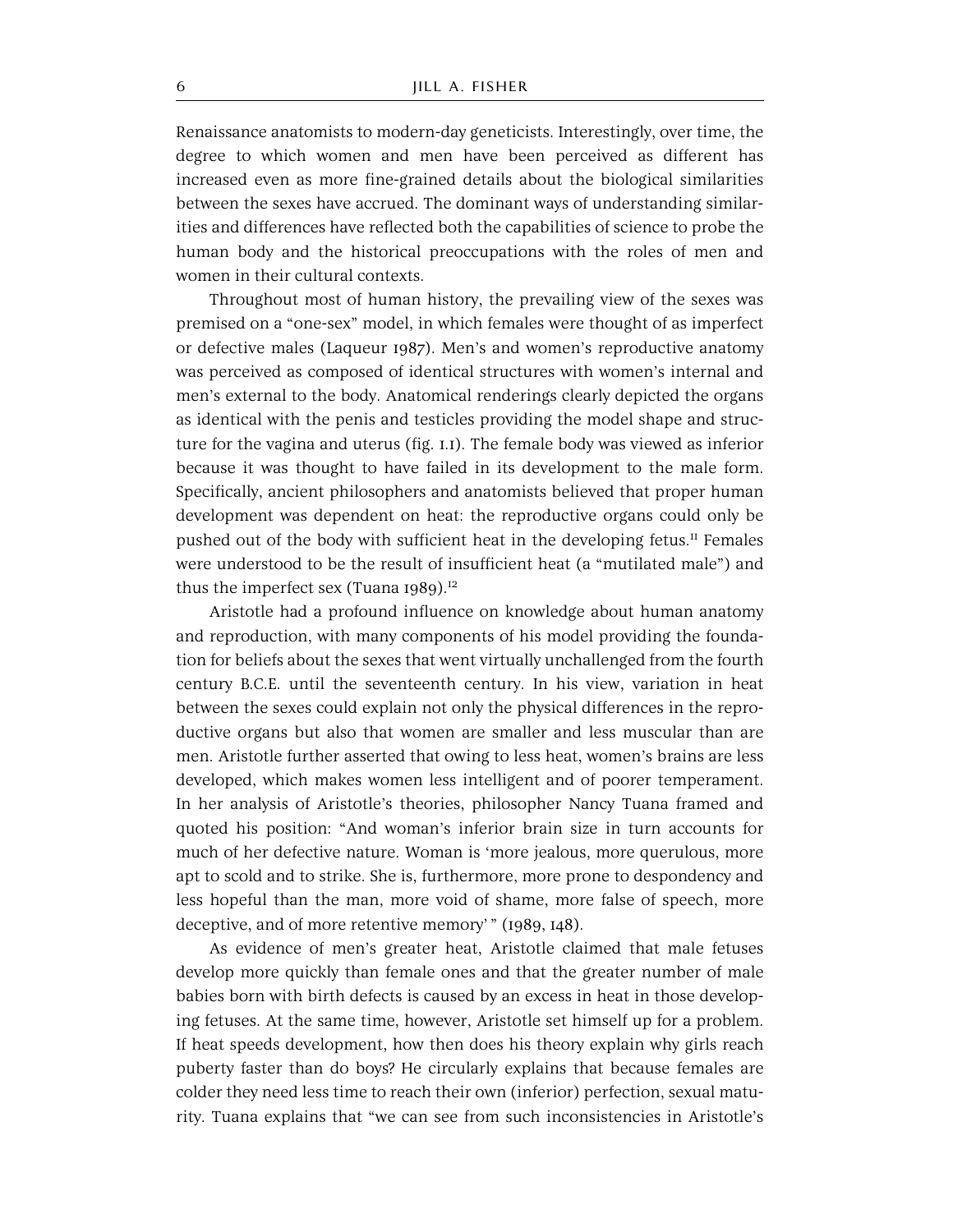Renaissance anatomists to modern-day geneticists. Interestingly, over time, the degree to which women and men have been perceived as different has increased even as more fine-grained details about the biological similarities between the sexes have accrued. The dominant ways of understanding similarities and differences have reflected both the capabilities of science to probe the human body and the historical preoccupations with the roles of men and women in their cultural contexts.

Throughout most of human history, the prevailing view of the sexes was premised on a "one-sex" model, in which females were thought of as imperfect or defective males (Laqueur 1987). Men's and women's reproductive anatomy was perceived as composed of identical structures with women's internal and men's external to the body. Anatomical renderings clearly depicted the organs as identical with the penis and testicles providing the model shape and structure for the vagina and uterus (fig. 1.1). The female body was viewed as inferior because it was thought to have failed in its development to the male form. Specifically, ancient philosophers and anatomists believed that proper human development was dependent on heat: the reproductive organs could only be pushed out of the body with sufficient heat in the developing fetus.[11] Females were understood to be the result of insufficient heat (a "mutilated male") and thus the imperfect sex (Tuana 1989).[12]

Aristotle had a profound influence on knowledge about human anatomy and reproduction, with many components of his model providing the foundation for beliefs about the sexes that went virtually unchallenged from the fourth century B.C.E. until the seventeenth century. In his view, variation in heat between the sexes could explain not only the physical differences in the reproductive organs but also that women are smaller and less muscular than are men. Aristotle further asserted that owing to less heat, women's brains are less developed, which makes women less intelligent and of poorer temperament. In her analysis of Aristotle's theories, philosopher Nancy Tuana framed and quoted his position: "And woman's inferior brain size in turn accounts for much of her defective nature. Woman is 'more jealous, more querulous, more apt to scold and to strike. She is, furthermore, more prone to despondency and less hopeful than the man, more void of shame, more false of speech, more deceptive, and of more retentive memory'" (1989, 148).

As evidence of men's greater heat, Aristotle claimed that male fetuses develop more quickly than female ones and that the greater number of male babies born with birth defects is caused by an excess in heat in those developing fetuses. At the same time, however, Aristotle set himself up for a problem. If heat speeds development, how then does his theory explain why girls reach puberty faster than do boys? He circularly explains that because females are colder they need less time to reach their own (inferior) perfection, sexual maturity. Tuana explains that "we can see from such inconsistencies in Aristotle's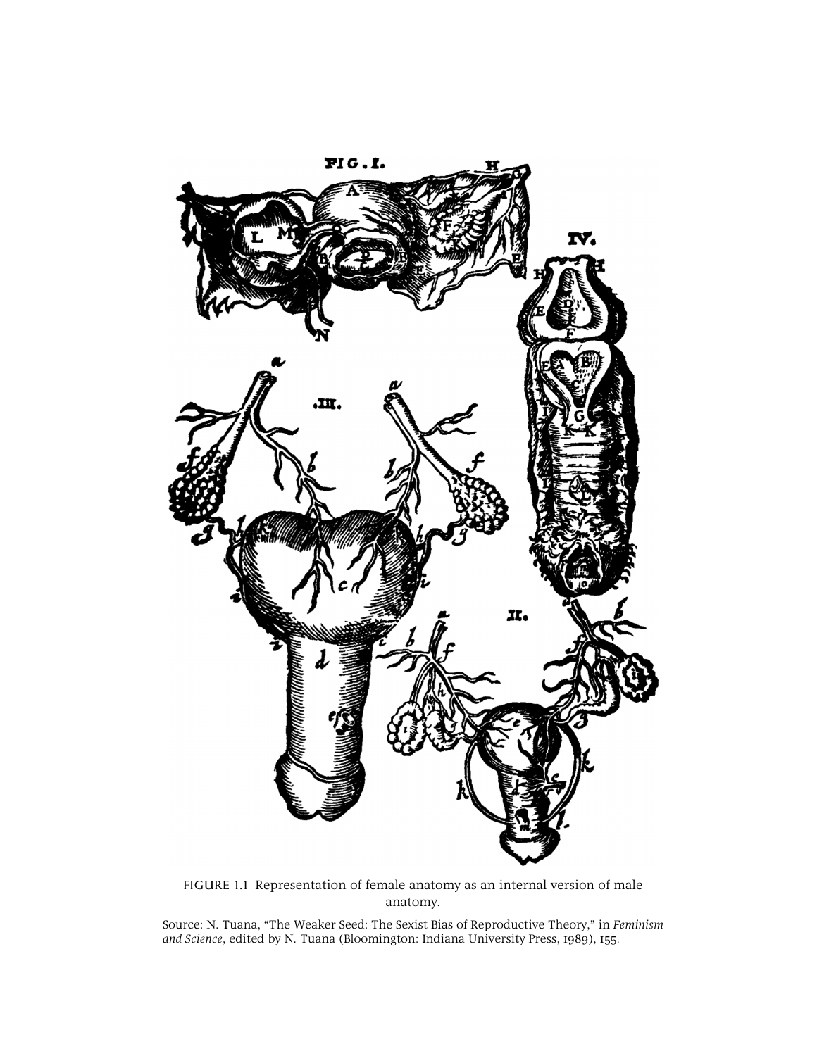FIGURE 1.1 Representation of female anatomy as an internal version of male anatomy.

Source: N. Tuana, "The Weaker Seed: The Sexist Bias of Reproductive Theory," in *Feminism and Science*, edited by N. Tuana (Bloomington: Indiana University Press, 1989), 155.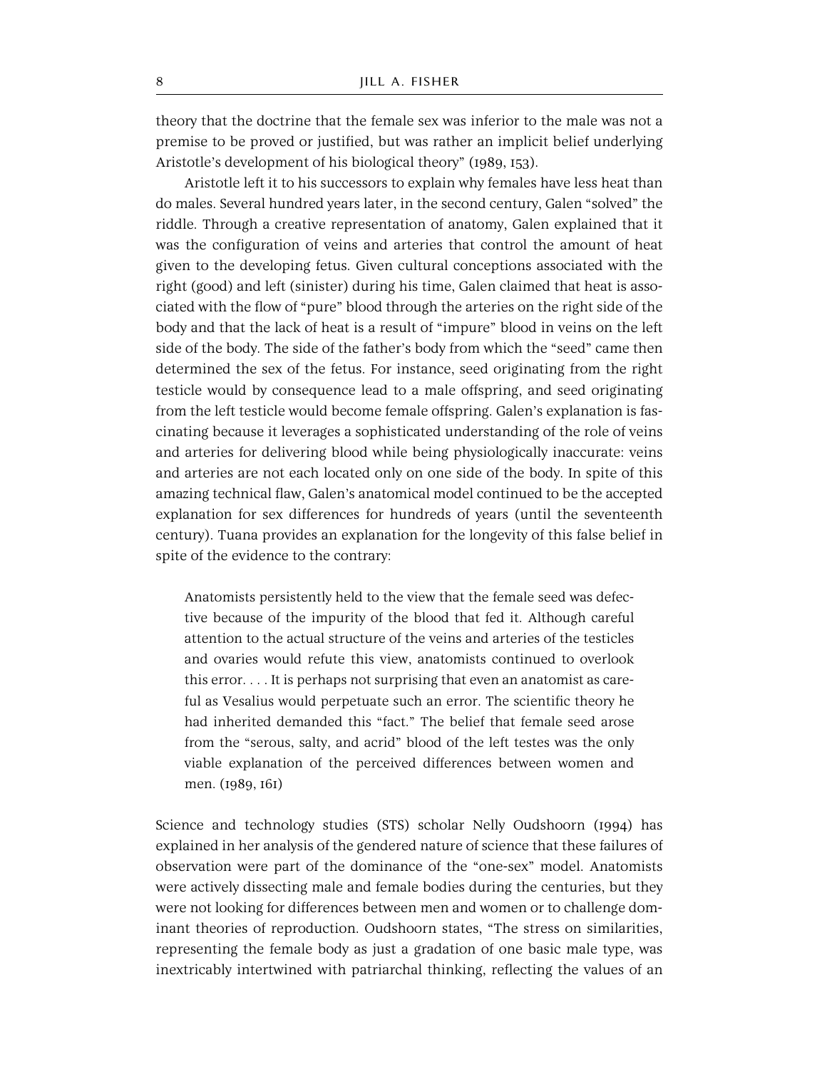theory that the doctrine that the female sex was inferior to the male was not a premise to be proved or justified, but was rather an implicit belief underlying Aristotle's development of his biological theory" (1989, 153).

Aristotle left it to his successors to explain why females have less heat than do males. Several hundred years later, in the second century, Galen "solved" the riddle. Through a creative representation of anatomy, Galen explained that it was the configuration of veins and arteries that control the amount of heat given to the developing fetus. Given cultural conceptions associated with the right (good) and left (sinister) during his time, Galen claimed that heat is associated with the flow of "pure" blood through the arteries on the right side of the body and that the lack of heat is a result of "impure" blood in veins on the left side of the body. The side of the father's body from which the "seed" came then determined the sex of the fetus. For instance, seed originating from the right testicle would by consequence lead to a male offspring, and seed originating from the left testicle would become female offspring. Galen's explanation is fascinating because it leverages a sophisticated understanding of the role of veins and arteries for delivering blood while being physiologically inaccurate: veins and arteries are not each located only on one side of the body. In spite of this amazing technical flaw, Galen's anatomical model continued to be the accepted explanation for sex differences for hundreds of years (until the seventeenth century). Tuana provides an explanation for the longevity of this false belief in spite of the evidence to the contrary:

> Anatomists persistently held to the view that the female seed was defective because of the impurity of the blood that fed it. Although careful attention to the actual structure of the veins and arteries of the testicles and ovaries would refute this view, anatomists continued to overlook this error. . . . It is perhaps not surprising that even an anatomist as careful as Vesalius would perpetuate such an error. The scientific theory he had inherited demanded this "fact." The belief that female seed arose from the "serous, salty, and acrid" blood of the left testes was the only viable explanation of the perceived differences between women and men. (1989, 161)

Science and technology studies (STS) scholar Nelly Oudshoorn (1994) has explained in her analysis of the gendered nature of science that these failures of observation were part of the dominance of the "one-sex" model. Anatomists were actively dissecting male and female bodies during the centuries, but they were not looking for differences between men and women or to challenge dominant theories of reproduction. Oudshoorn states, "The stress on similarities, representing the female body as just a gradation of one basic male type, was inextricably intertwined with patriarchal thinking, reflecting the values of an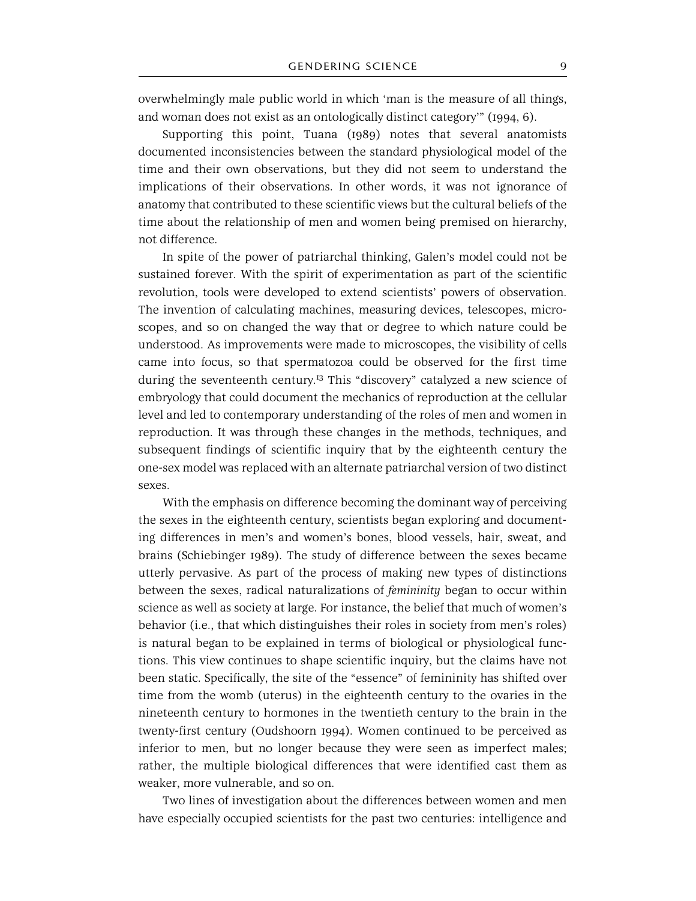overwhelmingly male public world in which 'man is the measure of all things, and woman does not exist as an ontologically distinct category'" (1994, 6).

Supporting this point, Tuana (1989) notes that several anatomists documented inconsistencies between the standard physiological model of the time and their own observations, but they did not seem to understand the implications of their observations. In other words, it was not ignorance of anatomy that contributed to these scientific views but the cultural beliefs of the time about the relationship of men and women being premised on hierarchy, not difference.

In spite of the power of patriarchal thinking, Galen's model could not be sustained forever. With the spirit of experimentation as part of the scientific revolution, tools were developed to extend scientists' powers of observation. The invention of calculating machines, measuring devices, telescopes, microscopes, and so on changed the way that or degree to which nature could be understood. As improvements were made to microscopes, the visibility of cells came into focus, so that spermatozoa could be observed for the first time during the seventeenth century.[13] This "discovery" catalyzed a new science of embryology that could document the mechanics of reproduction at the cellular level and led to contemporary understanding of the roles of men and women in reproduction. It was through these changes in the methods, techniques, and subsequent findings of scientific inquiry that by the eighteenth century the one-sex model was replaced with an alternate patriarchal version of two distinct sexes.

With the emphasis on difference becoming the dominant way of perceiving the sexes in the eighteenth century, scientists began exploring and documenting differences in men's and women's bones, blood vessels, hair, sweat, and brains (Schiebinger 1989). The study of difference between the sexes became utterly pervasive. As part of the process of making new types of distinctions between the sexes, radical naturalizations of *femininity* began to occur within science as well as society at large. For instance, the belief that much of women's behavior (i.e., that which distinguishes their roles in society from men's roles) is natural began to be explained in terms of biological or physiological functions. This view continues to shape scientific inquiry, but the claims have not been static. Specifically, the site of the "essence" of femininity has shifted over time from the womb (uterus) in the eighteenth century to the ovaries in the nineteenth century to hormones in the twentieth century to the brain in the twenty-first century (Oudshoorn 1994). Women continued to be perceived as inferior to men, but no longer because they were seen as imperfect males; rather, the multiple biological differences that were identified cast them as weaker, more vulnerable, and so on.

Two lines of investigation about the differences between women and men have especially occupied scientists for the past two centuries: intelligence and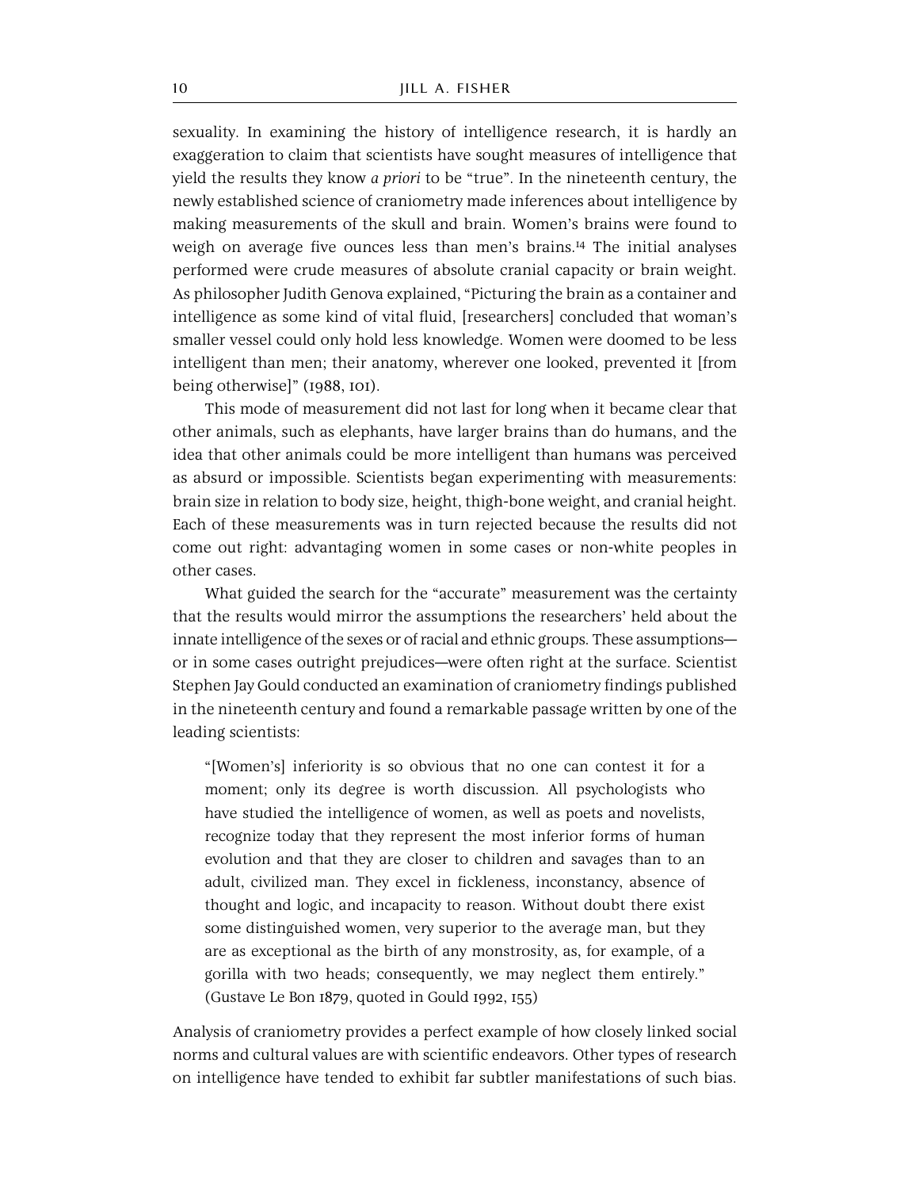sexuality. In examining the history of intelligence research, it is hardly an exaggeration to claim that scientists have sought measures of intelligence that yield the results they know *a priori* to be "true". In the nineteenth century, the newly established science of craniometry made inferences about intelligence by making measurements of the skull and brain. Women's brains were found to weigh on average five ounces less than men's brains.[14] The initial analyses performed were crude measures of absolute cranial capacity or brain weight. As philosopher Judith Genova explained, "Picturing the brain as a container and intelligence as some kind of vital fluid, [researchers] concluded that woman's smaller vessel could only hold less knowledge. Women were doomed to be less intelligent than men; their anatomy, wherever one looked, prevented it [from being otherwise]" (1988, 101).

This mode of measurement did not last for long when it became clear that other animals, such as elephants, have larger brains than do humans, and the idea that other animals could be more intelligent than humans was perceived as absurd or impossible. Scientists began experimenting with measurements: brain size in relation to body size, height, thigh-bone weight, and cranial height. Each of these measurements was in turn rejected because the results did not come out right: advantaging women in some cases or non-white peoples in other cases.

What guided the search for the "accurate" measurement was the certainty that the results would mirror the assumptions the researchers' held about the innate intelligence of the sexes or of racial and ethnic groups. These assumptions—or in some cases outright prejudices—were often right at the surface. Scientist Stephen Jay Gould conducted an examination of craniometry findings published in the nineteenth century and found a remarkable passage written by one of the leading scientists:

> "[Women's] inferiority is so obvious that no one can contest it for a moment; only its degree is worth discussion. All psychologists who have studied the intelligence of women, as well as poets and novelists, recognize today that they represent the most inferior forms of human evolution and that they are closer to children and savages than to an adult, civilized man. They excel in fickleness, inconstancy, absence of thought and logic, and incapacity to reason. Without doubt there exist some distinguished women, very superior to the average man, but they are as exceptional as the birth of any monstrosity, as, for example, of a gorilla with two heads; consequently, we may neglect them entirely." (Gustave Le Bon 1879, quoted in Gould 1992, 155)

Analysis of craniometry provides a perfect example of how closely linked social norms and cultural values are with scientific endeavors. Other types of research on intelligence have tended to exhibit far subtler manifestations of such bias.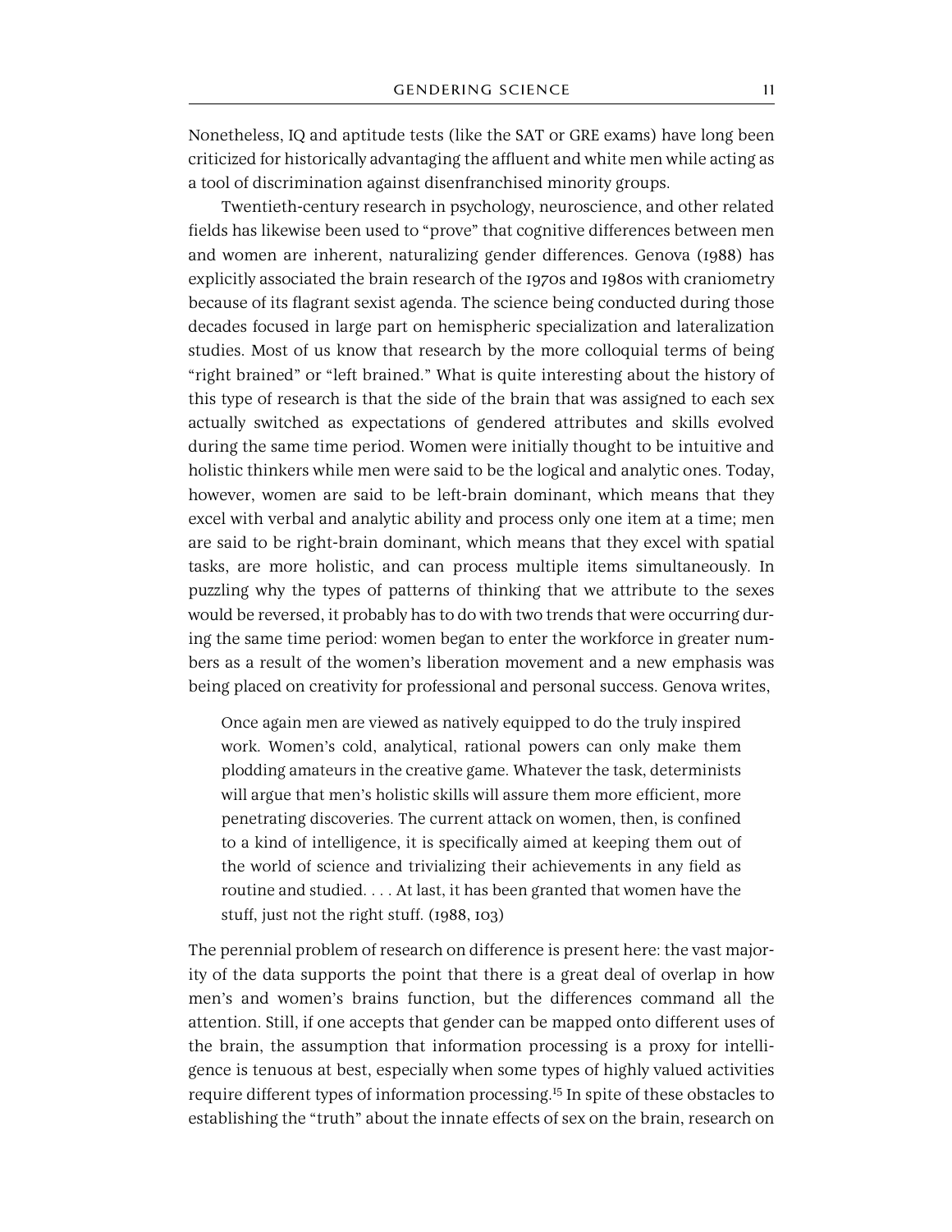Nonetheless, IQ and aptitude tests (like the SAT or GRE exams) have long been criticized for historically advantaging the affluent and white men while acting as a tool of discrimination against disenfranchised minority groups.

Twentieth-century research in psychology, neuroscience, and other related fields has likewise been used to "prove" that cognitive differences between men and women are inherent, naturalizing gender differences. Genova (1988) has explicitly associated the brain research of the 1970s and 1980s with craniometry because of its flagrant sexist agenda. The science being conducted during those decades focused in large part on hemispheric specialization and lateralization studies. Most of us know that research by the more colloquial terms of being "right brained" or "left brained." What is quite interesting about the history of this type of research is that the side of the brain that was assigned to each sex actually switched as expectations of gendered attributes and skills evolved during the same time period. Women were initially thought to be intuitive and holistic thinkers while men were said to be the logical and analytic ones. Today, however, women are said to be left-brain dominant, which means that they excel with verbal and analytic ability and process only one item at a time; men are said to be right-brain dominant, which means that they excel with spatial tasks, are more holistic, and can process multiple items simultaneously. In puzzling why the types of patterns of thinking that we attribute to the sexes would be reversed, it probably has to do with two trends that were occurring during the same time period: women began to enter the workforce in greater numbers as a result of the women's liberation movement and a new emphasis was being placed on creativity for professional and personal success. Genova writes,

> Once again men are viewed as natively equipped to do the truly inspired work. Women's cold, analytical, rational powers can only make them plodding amateurs in the creative game. Whatever the task, determinists will argue that men's holistic skills will assure them more efficient, more penetrating discoveries. The current attack on women, then, is confined to a kind of intelligence, it is specifically aimed at keeping them out of the world of science and trivializing their achievements in any field as routine and studied. . . . At last, it has been granted that women have the stuff, just not the right stuff. (1988, 103)

The perennial problem of research on difference is present here: the vast majority of the data supports the point that there is a great deal of overlap in how men's and women's brains function, but the differences command all the attention. Still, if one accepts that gender can be mapped onto different uses of the brain, the assumption that information processing is a proxy for intelligence is tenuous at best, especially when some types of highly valued activities require different types of information processing.[15] In spite of these obstacles to establishing the "truth" about the innate effects of sex on the brain, research on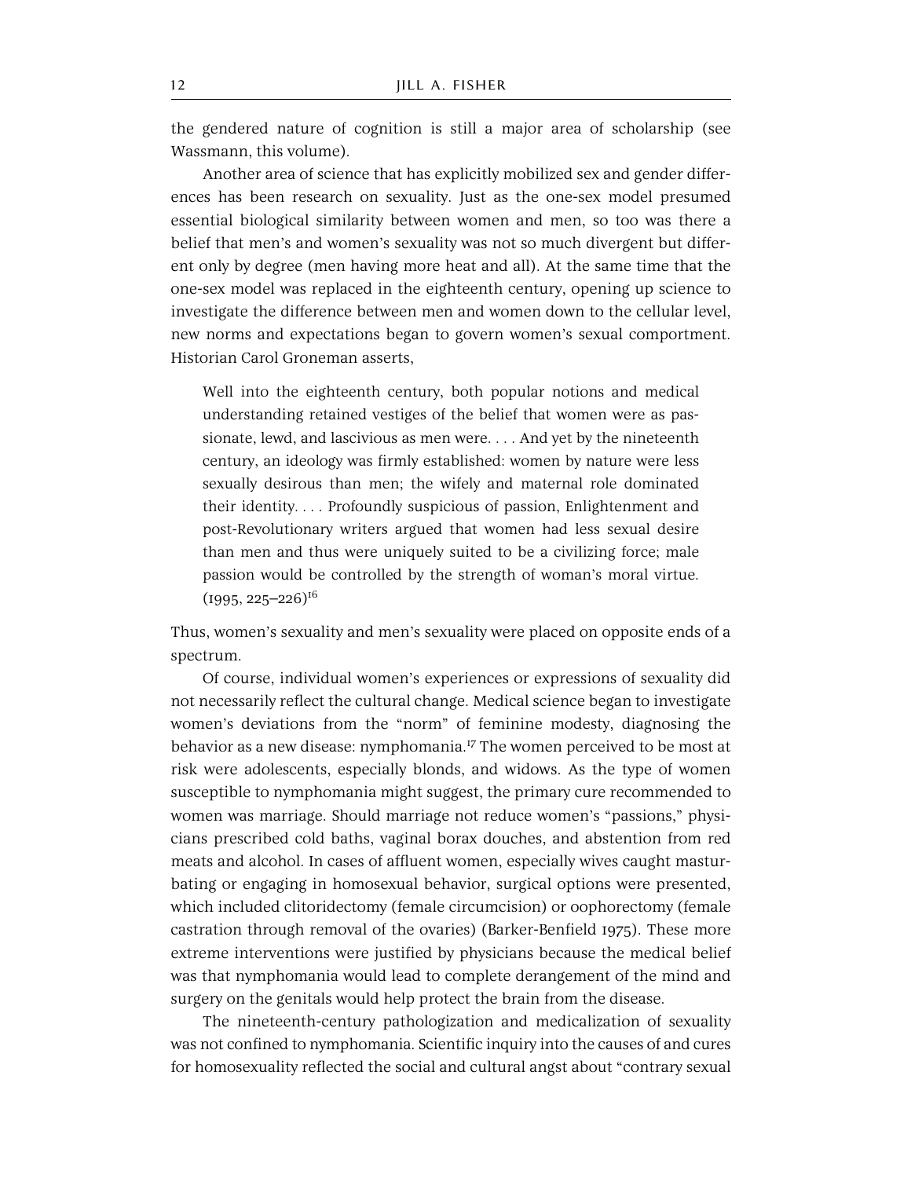the gendered nature of cognition is still a major area of scholarship (see Wassmann, this volume).

Another area of science that has explicitly mobilized sex and gender differences has been research on sexuality. Just as the one-sex model presumed essential biological similarity between women and men, so too was there a belief that men's and women's sexuality was not so much divergent but different only by degree (men having more heat and all). At the same time that the one-sex model was replaced in the eighteenth century, opening up science to investigate the difference between men and women down to the cellular level, new norms and expectations began to govern women's sexual comportment. Historian Carol Groneman asserts,

> Well into the eighteenth century, both popular notions and medical understanding retained vestiges of the belief that women were as passionate, lewd, and lascivious as men were. . . . And yet by the nineteenth century, an ideology was firmly established: women by nature were less sexually desirous than men; the wifely and maternal role dominated their identity. . . . Profoundly suspicious of passion, Enlightenment and post-Revolutionary writers argued that women had less sexual desire than men and thus were uniquely suited to be a civilizing force; male passion would be controlled by the strength of woman's moral virtue. (1995, 225–226)[16]

Thus, women's sexuality and men's sexuality were placed on opposite ends of a spectrum.

Of course, individual women's experiences or expressions of sexuality did not necessarily reflect the cultural change. Medical science began to investigate women's deviations from the "norm" of feminine modesty, diagnosing the behavior as a new disease: nymphomania.[17] The women perceived to be most at risk were adolescents, especially blonds, and widows. As the type of women susceptible to nymphomania might suggest, the primary cure recommended to women was marriage. Should marriage not reduce women's "passions," physicians prescribed cold baths, vaginal borax douches, and abstention from red meats and alcohol. In cases of affluent women, especially wives caught masturbating or engaging in homosexual behavior, surgical options were presented, which included clitoridectomy (female circumcision) or oophorectomy (female castration through removal of the ovaries) (Barker-Benfield 1975). These more extreme interventions were justified by physicians because the medical belief was that nymphomania would lead to complete derangement of the mind and surgery on the genitals would help protect the brain from the disease.

The nineteenth-century pathologization and medicalization of sexuality was not confined to nymphomania. Scientific inquiry into the causes of and cures for homosexuality reflected the social and cultural angst about "contrary sexual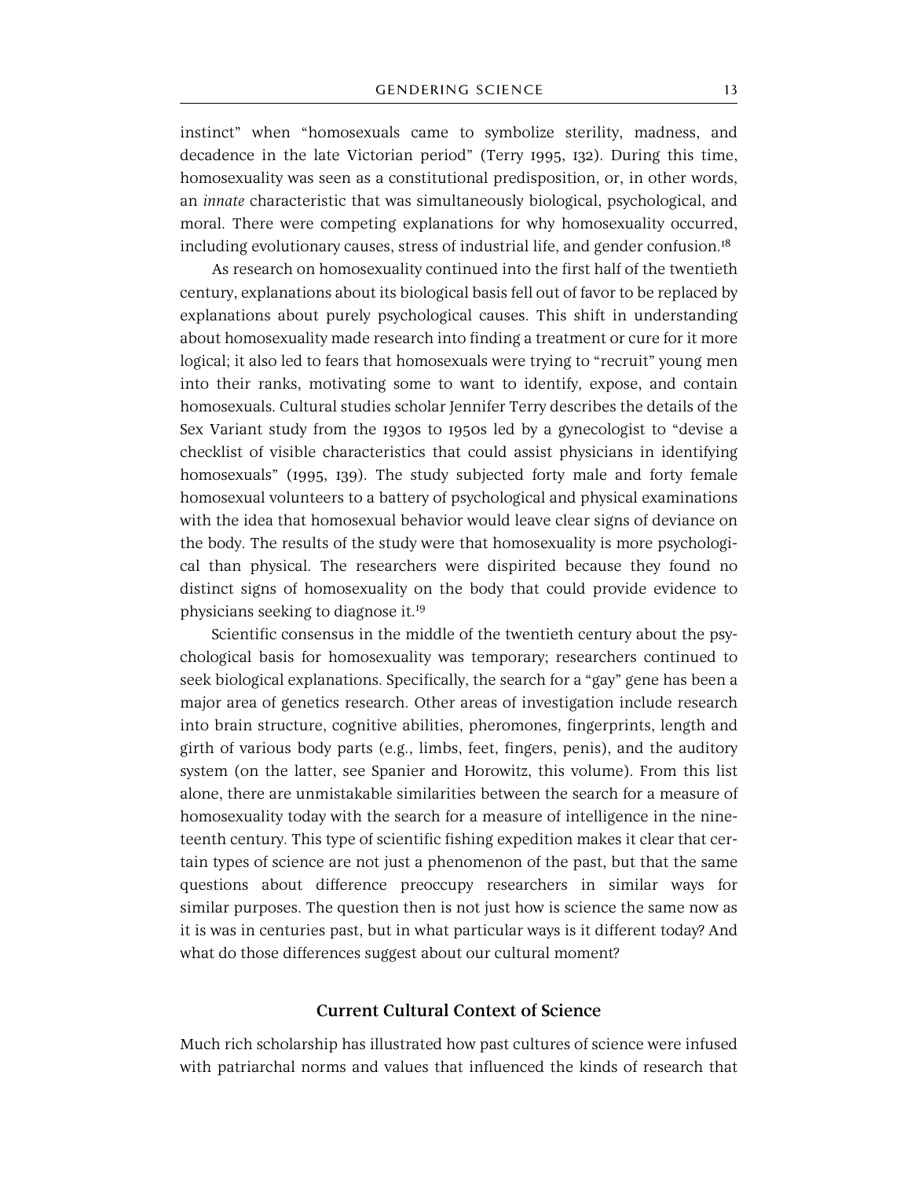instinct" when "homosexuals came to symbolize sterility, madness, and decadence in the late Victorian period" (Terry 1995, 132). During this time, homosexuality was seen as a constitutional predisposition, or, in other words, an *innate* characteristic that was simultaneously biological, psychological, and moral. There were competing explanations for why homosexuality occurred, including evolutionary causes, stress of industrial life, and gender confusion.[18]

As research on homosexuality continued into the first half of the twentieth century, explanations about its biological basis fell out of favor to be replaced by explanations about purely psychological causes. This shift in understanding about homosexuality made research into finding a treatment or cure for it more logical; it also led to fears that homosexuals were trying to "recruit" young men into their ranks, motivating some to want to identify, expose, and contain homosexuals. Cultural studies scholar Jennifer Terry describes the details of the Sex Variant study from the 1930s to 1950s led by a gynecologist to "devise a checklist of visible characteristics that could assist physicians in identifying homosexuals" (1995, 139). The study subjected forty male and forty female homosexual volunteers to a battery of psychological and physical examinations with the idea that homosexual behavior would leave clear signs of deviance on the body. The results of the study were that homosexuality is more psychological than physical. The researchers were dispirited because they found no distinct signs of homosexuality on the body that could provide evidence to physicians seeking to diagnose it.[19]

Scientific consensus in the middle of the twentieth century about the psychological basis for homosexuality was temporary; researchers continued to seek biological explanations. Specifically, the search for a "gay" gene has been a major area of genetics research. Other areas of investigation include research into brain structure, cognitive abilities, pheromones, fingerprints, length and girth of various body parts (e.g., limbs, feet, fingers, penis), and the auditory system (on the latter, see Spanier and Horowitz, this volume). From this list alone, there are unmistakable similarities between the search for a measure of homosexuality today with the search for a measure of intelligence in the nineteenth century. This type of scientific fishing expedition makes it clear that certain types of science are not just a phenomenon of the past, but that the same questions about difference preoccupy researchers in similar ways for similar purposes. The question then is not just how is science the same now as it is was in centuries past, but in what particular ways is it different today? And what do those differences suggest about our cultural moment?

## Current Cultural Context of Science

Much rich scholarship has illustrated how past cultures of science were infused with patriarchal norms and values that influenced the kinds of research that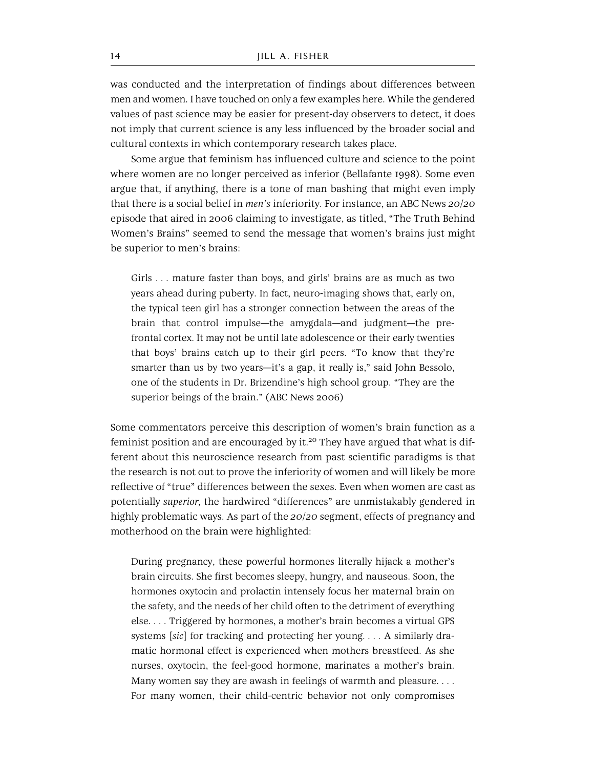was conducted and the interpretation of findings about differences between men and women. I have touched on only a few examples here. While the gendered values of past science may be easier for present-day observers to detect, it does not imply that current science is any less influenced by the broader social and cultural contexts in which contemporary research takes place.

Some argue that feminism has influenced culture and science to the point where women are no longer perceived as inferior (Bellafante 1998). Some even argue that, if anything, there is a tone of man bashing that might even imply that there is a social belief in *men's* inferiority. For instance, an ABC News *20/20* episode that aired in 2006 claiming to investigate, as titled, "The Truth Behind Women's Brains" seemed to send the message that women's brains just might be superior to men's brains:

> Girls . . . mature faster than boys, and girls' brains are as much as two years ahead during puberty. In fact, neuro-imaging shows that, early on, the typical teen girl has a stronger connection between the areas of the brain that control impulse—the amygdala—and judgment—the prefrontal cortex. It may not be until late adolescence or their early twenties that boys' brains catch up to their girl peers. "To know that they're smarter than us by two years—it's a gap, it really is," said John Bessolo, one of the students in Dr. Brizendine's high school group. "They are the superior beings of the brain." (ABC News 2006)

Some commentators perceive this description of women's brain function as a feminist position and are encouraged by it.[20] They have argued that what is different about this neuroscience research from past scientific paradigms is that the research is not out to prove the inferiority of women and will likely be more reflective of "true" differences between the sexes. Even when women are cast as potentially *superior,* the hardwired "differences" are unmistakably gendered in highly problematic ways. As part of the *20/20* segment, effects of pregnancy and motherhood on the brain were highlighted:

> During pregnancy, these powerful hormones literally hijack a mother's brain circuits. She first becomes sleepy, hungry, and nauseous. Soon, the hormones oxytocin and prolactin intensely focus her maternal brain on the safety, and the needs of her child often to the detriment of everything else. . . . Triggered by hormones, a mother's brain becomes a virtual GPS systems [*sic*] for tracking and protecting her young. . . . A similarly dramatic hormonal effect is experienced when mothers breastfeed. As she nurses, oxytocin, the feel-good hormone, marinates a mother's brain. Many women say they are awash in feelings of warmth and pleasure. . . . For many women, their child-centric behavior not only compromises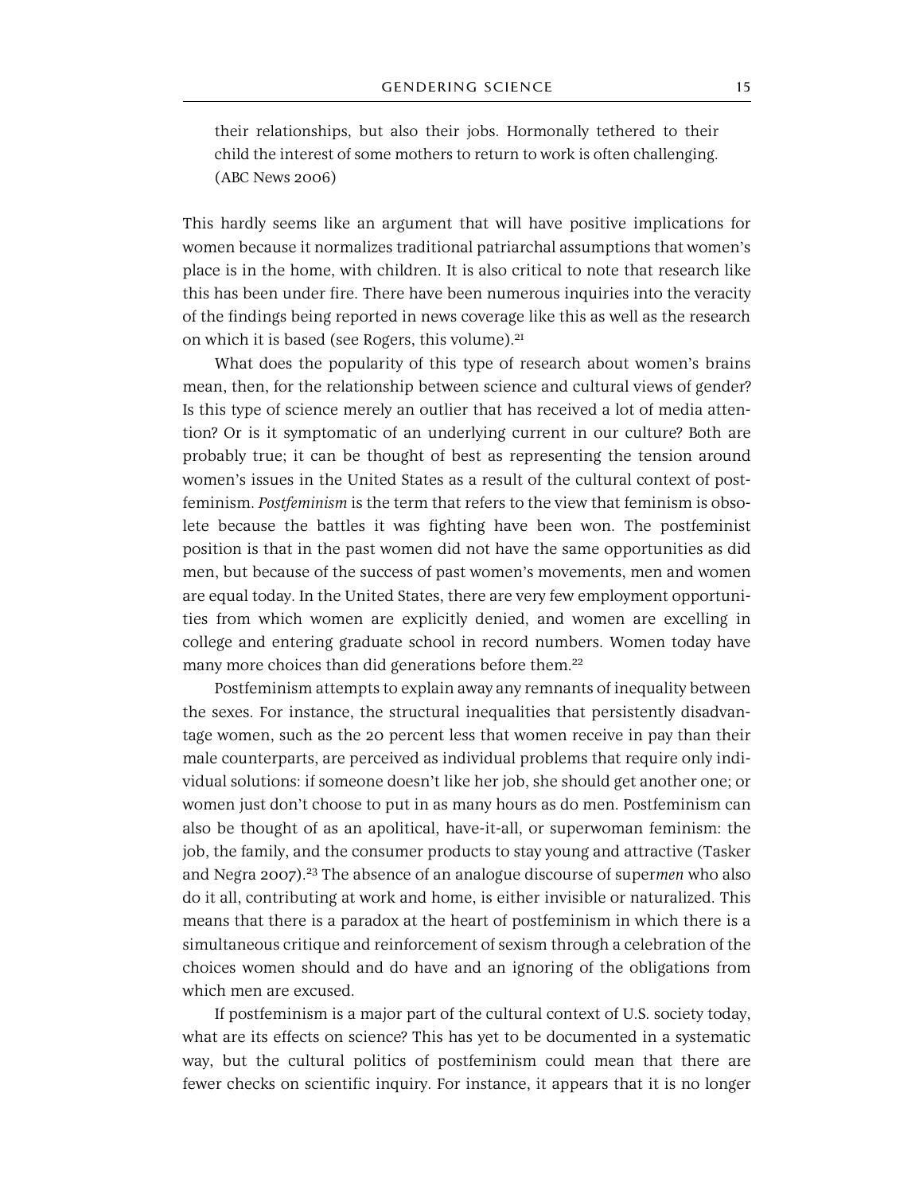their relationships, but also their jobs. Hormonally tethered to their child the interest of some mothers to return to work is often challenging. (ABC News 2006)

This hardly seems like an argument that will have positive implications for women because it normalizes traditional patriarchal assumptions that women's place is in the home, with children. It is also critical to note that research like this has been under fire. There have been numerous inquiries into the veracity of the findings being reported in news coverage like this as well as the research on which it is based (see Rogers, this volume).[21]

What does the popularity of this type of research about women's brains mean, then, for the relationship between science and cultural views of gender? Is this type of science merely an outlier that has received a lot of media attention? Or is it symptomatic of an underlying current in our culture? Both are probably true; it can be thought of best as representing the tension around women's issues in the United States as a result of the cultural context of postfeminism. *Postfeminism* is the term that refers to the view that feminism is obsolete because the battles it was fighting have been won. The postfeminist position is that in the past women did not have the same opportunities as did men, but because of the success of past women's movements, men and women are equal today. In the United States, there are very few employment opportunities from which women are explicitly denied, and women are excelling in college and entering graduate school in record numbers. Women today have many more choices than did generations before them.[22]

Postfeminism attempts to explain away any remnants of inequality between the sexes. For instance, the structural inequalities that persistently disadvantage women, such as the 20 percent less that women receive in pay than their male counterparts, are perceived as individual problems that require only individual solutions: if someone doesn't like her job, she should get another one; or women just don't choose to put in as many hours as do men. Postfeminism can also be thought of as an apolitical, have-it-all, or superwoman feminism: the job, the family, and the consumer products to stay young and attractive (Tasker and Negra 2007).[23] The absence of an analogue discourse of super*men* who also do it all, contributing at work and home, is either invisible or naturalized. This means that there is a paradox at the heart of postfeminism in which there is a simultaneous critique and reinforcement of sexism through a celebration of the choices women should and do have and an ignoring of the obligations from which men are excused.

If postfeminism is a major part of the cultural context of U.S. society today, what are its effects on science? This has yet to be documented in a systematic way, but the cultural politics of postfeminism could mean that there are fewer checks on scientific inquiry. For instance, it appears that it is no longer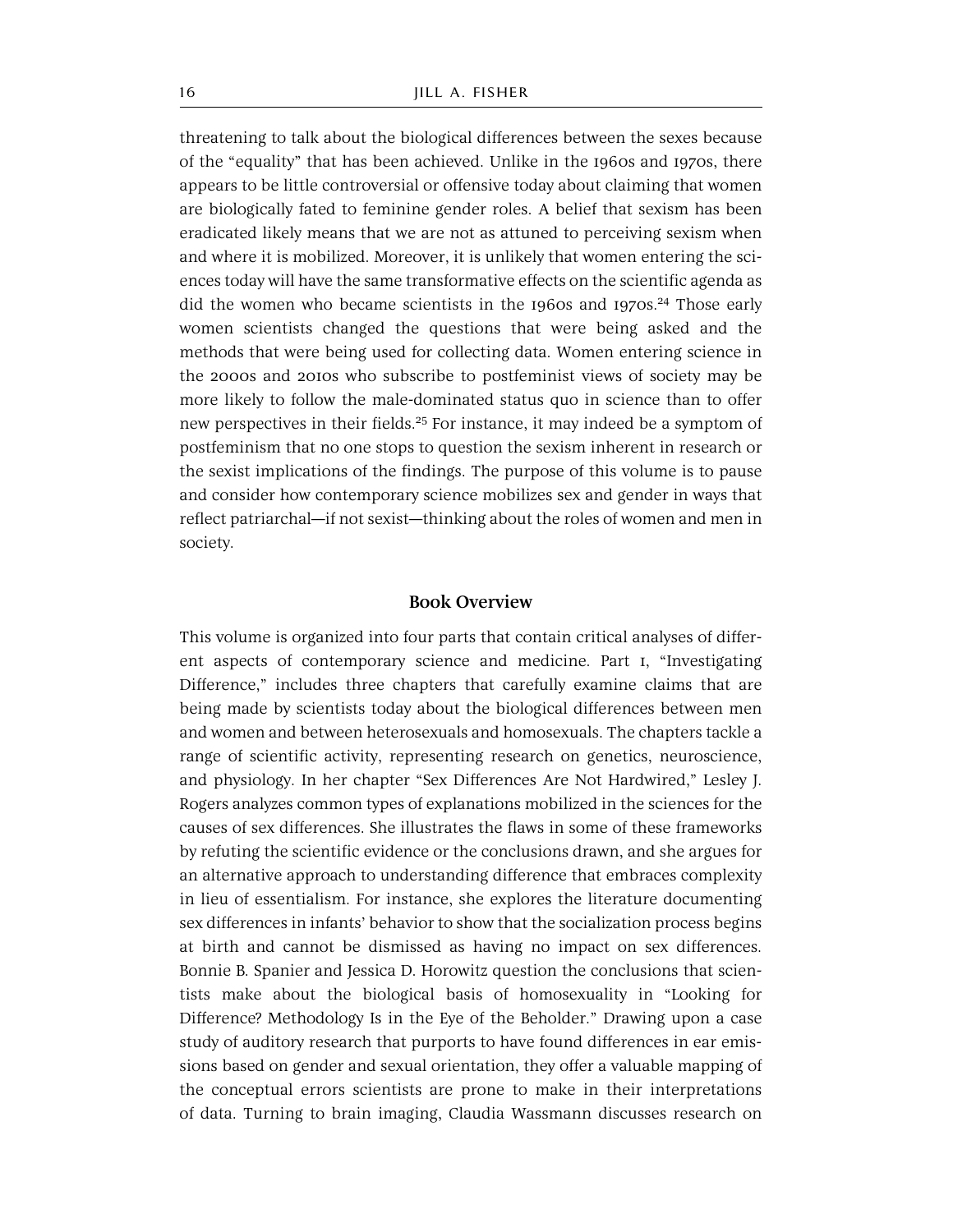threatening to talk about the biological differences between the sexes because of the "equality" that has been achieved. Unlike in the 1960s and 1970s, there appears to be little controversial or offensive today about claiming that women are biologically fated to feminine gender roles. A belief that sexism has been eradicated likely means that we are not as attuned to perceiving sexism when and where it is mobilized. Moreover, it is unlikely that women entering the sciences today will have the same transformative effects on the scientific agenda as did the women who became scientists in the 1960s and 1970s.[24] Those early women scientists changed the questions that were being asked and the methods that were being used for collecting data. Women entering science in the 2000s and 2010s who subscribe to postfeminist views of society may be more likely to follow the male-dominated status quo in science than to offer new perspectives in their fields.[25] For instance, it may indeed be a symptom of postfeminism that no one stops to question the sexism inherent in research or the sexist implications of the findings. The purpose of this volume is to pause and consider how contemporary science mobilizes sex and gender in ways that reflect patriarchal—if not sexist—thinking about the roles of women and men in society.

## Book Overview

This volume is organized into four parts that contain critical analyses of different aspects of contemporary science and medicine. Part I, "Investigating Difference," includes three chapters that carefully examine claims that are being made by scientists today about the biological differences between men and women and between heterosexuals and homosexuals. The chapters tackle a range of scientific activity, representing research on genetics, neuroscience, and physiology. In her chapter "Sex Differences Are Not Hardwired," Lesley J. Rogers analyzes common types of explanations mobilized in the sciences for the causes of sex differences. She illustrates the flaws in some of these frameworks by refuting the scientific evidence or the conclusions drawn, and she argues for an alternative approach to understanding difference that embraces complexity in lieu of essentialism. For instance, she explores the literature documenting sex differences in infants' behavior to show that the socialization process begins at birth and cannot be dismissed as having no impact on sex differences. Bonnie B. Spanier and Jessica D. Horowitz question the conclusions that scientists make about the biological basis of homosexuality in "Looking for Difference? Methodology Is in the Eye of the Beholder." Drawing upon a case study of auditory research that purports to have found differences in ear emissions based on gender and sexual orientation, they offer a valuable mapping of the conceptual errors scientists are prone to make in their interpretations of data. Turning to brain imaging, Claudia Wassmann discusses research on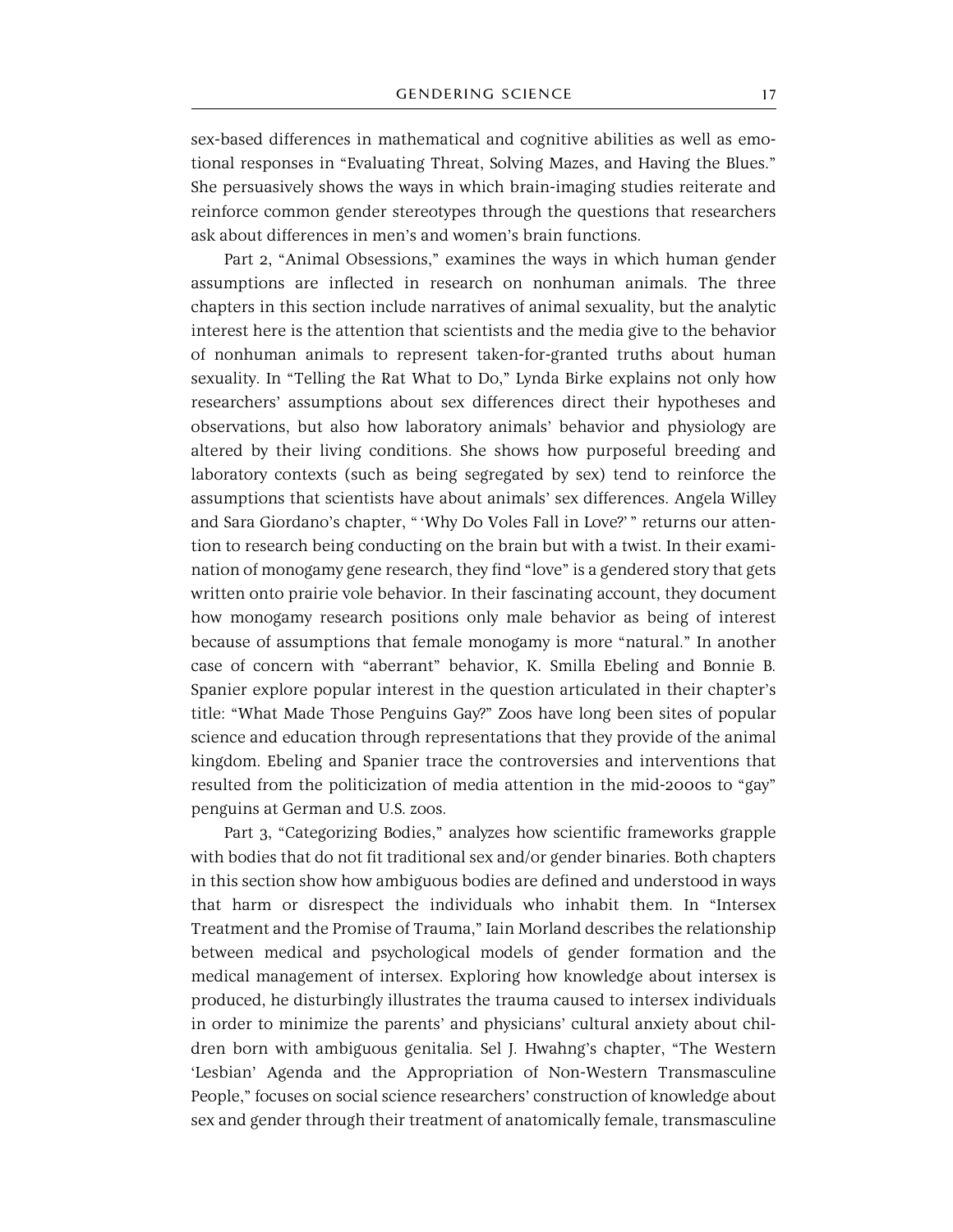sex-based differences in mathematical and cognitive abilities as well as emotional responses in "Evaluating Threat, Solving Mazes, and Having the Blues." She persuasively shows the ways in which brain-imaging studies reiterate and reinforce common gender stereotypes through the questions that researchers ask about differences in men's and women's brain functions.

Part 2, "Animal Obsessions," examines the ways in which human gender assumptions are inflected in research on nonhuman animals. The three chapters in this section include narratives of animal sexuality, but the analytic interest here is the attention that scientists and the media give to the behavior of nonhuman animals to represent taken-for-granted truths about human sexuality. In "Telling the Rat What to Do," Lynda Birke explains not only how researchers' assumptions about sex differences direct their hypotheses and observations, but also how laboratory animals' behavior and physiology are altered by their living conditions. She shows how purposeful breeding and laboratory contexts (such as being segregated by sex) tend to reinforce the assumptions that scientists have about animals' sex differences. Angela Willey and Sara Giordano's chapter, " 'Why Do Voles Fall in Love?' " returns our attention to research being conducting on the brain but with a twist. In their examination of monogamy gene research, they find "love" is a gendered story that gets written onto prairie vole behavior. In their fascinating account, they document how monogamy research positions only male behavior as being of interest because of assumptions that female monogamy is more "natural." In another case of concern with "aberrant" behavior, K. Smilla Ebeling and Bonnie B. Spanier explore popular interest in the question articulated in their chapter's title: "What Made Those Penguins Gay?" Zoos have long been sites of popular science and education through representations that they provide of the animal kingdom. Ebeling and Spanier trace the controversies and interventions that resulted from the politicization of media attention in the mid-2000s to "gay" penguins at German and U.S. zoos.

Part 3, "Categorizing Bodies," analyzes how scientific frameworks grapple with bodies that do not fit traditional sex and/or gender binaries. Both chapters in this section show how ambiguous bodies are defined and understood in ways that harm or disrespect the individuals who inhabit them. In "Intersex Treatment and the Promise of Trauma," Iain Morland describes the relationship between medical and psychological models of gender formation and the medical management of intersex. Exploring how knowledge about intersex is produced, he disturbingly illustrates the trauma caused to intersex individuals in order to minimize the parents' and physicians' cultural anxiety about children born with ambiguous genitalia. Sel J. Hwahng's chapter, "The Western 'Lesbian' Agenda and the Appropriation of Non-Western Transmasculine People," focuses on social science researchers' construction of knowledge about sex and gender through their treatment of anatomically female, transmasculine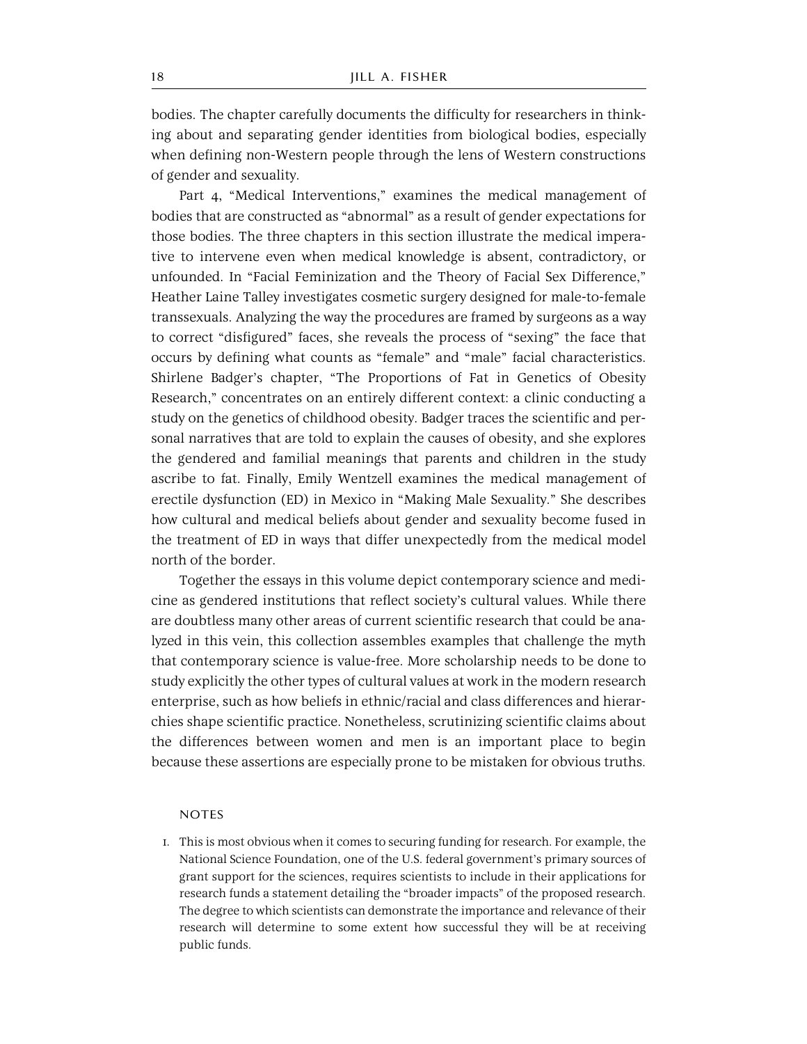bodies. The chapter carefully documents the difficulty for researchers in thinking about and separating gender identities from biological bodies, especially when defining non-Western people through the lens of Western constructions of gender and sexuality.

Part 4, "Medical Interventions," examines the medical management of bodies that are constructed as "abnormal" as a result of gender expectations for those bodies. The three chapters in this section illustrate the medical imperative to intervene even when medical knowledge is absent, contradictory, or unfounded. In "Facial Feminization and the Theory of Facial Sex Difference," Heather Laine Talley investigates cosmetic surgery designed for male-to-female transsexuals. Analyzing the way the procedures are framed by surgeons as a way to correct "disfigured" faces, she reveals the process of "sexing" the face that occurs by defining what counts as "female" and "male" facial characteristics. Shirlene Badger's chapter, "The Proportions of Fat in Genetics of Obesity Research," concentrates on an entirely different context: a clinic conducting a study on the genetics of childhood obesity. Badger traces the scientific and personal narratives that are told to explain the causes of obesity, and she explores the gendered and familial meanings that parents and children in the study ascribe to fat. Finally, Emily Wentzell examines the medical management of erectile dysfunction (ED) in Mexico in "Making Male Sexuality." She describes how cultural and medical beliefs about gender and sexuality become fused in the treatment of ED in ways that differ unexpectedly from the medical model north of the border.

Together the essays in this volume depict contemporary science and medicine as gendered institutions that reflect society's cultural values. While there are doubtless many other areas of current scientific research that could be analyzed in this vein, this collection assembles examples that challenge the myth that contemporary science is value-free. More scholarship needs to be done to study explicitly the other types of cultural values at work in the modern research enterprise, such as how beliefs in ethnic/racial and class differences and hierarchies shape scientific practice. Nonetheless, scrutinizing scientific claims about the differences between women and men is an important place to begin because these assertions are especially prone to be mistaken for obvious truths.

## NOTES

1. This is most obvious when it comes to securing funding for research. For example, the National Science Foundation, one of the U.S. federal government's primary sources of grant support for the sciences, requires scientists to include in their applications for research funds a statement detailing the "broader impacts" of the proposed research. The degree to which scientists can demonstrate the importance and relevance of their research will determine to some extent how successful they will be at receiving public funds.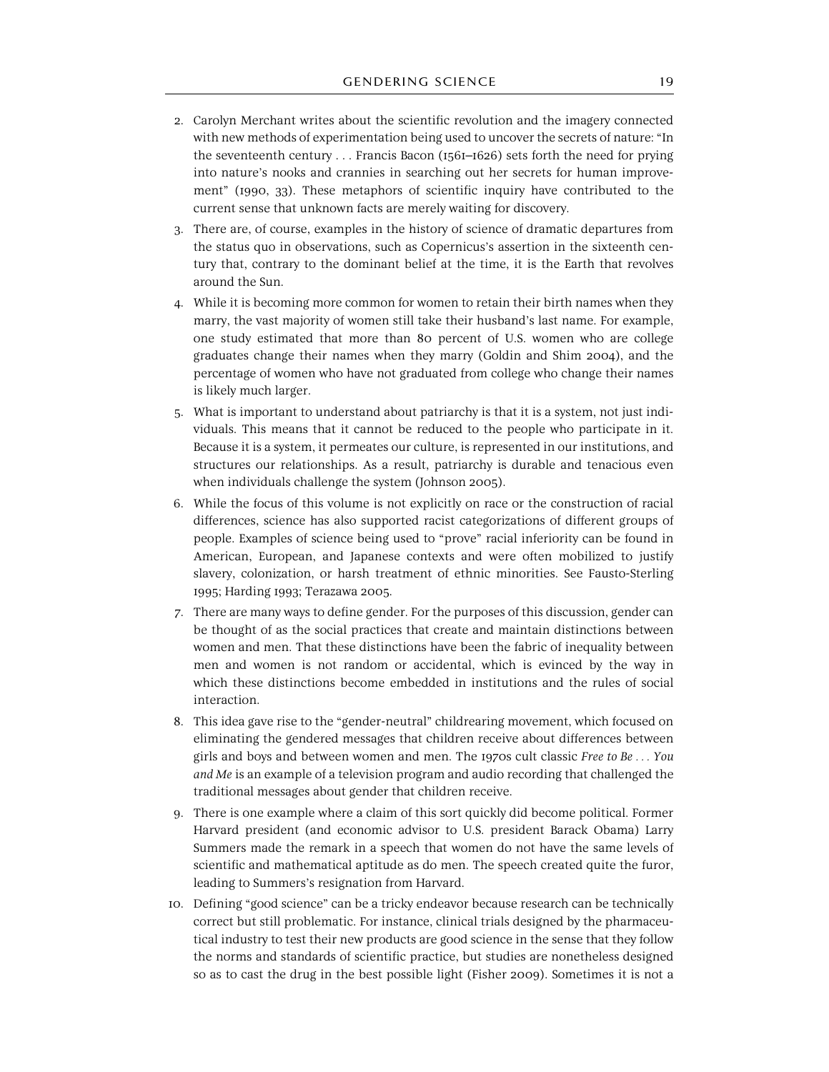2. Carolyn Merchant writes about the scientific revolution and the imagery connected with new methods of experimentation being used to uncover the secrets of nature: "In the seventeenth century . . . Francis Bacon (1561–1626) sets forth the need for prying into nature's nooks and crannies in searching out her secrets for human improvement" (1990, 33). These metaphors of scientific inquiry have contributed to the current sense that unknown facts are merely waiting for discovery.
3. There are, of course, examples in the history of science of dramatic departures from the status quo in observations, such as Copernicus's assertion in the sixteenth century that, contrary to the dominant belief at the time, it is the Earth that revolves around the Sun.
4. While it is becoming more common for women to retain their birth names when they marry, the vast majority of women still take their husband's last name. For example, one study estimated that more than 80 percent of U.S. women who are college graduates change their names when they marry (Goldin and Shim 2004), and the percentage of women who have not graduated from college who change their names is likely much larger.
5. What is important to understand about patriarchy is that it is a system, not just individuals. This means that it cannot be reduced to the people who participate in it. Because it is a system, it permeates our culture, is represented in our institutions, and structures our relationships. As a result, patriarchy is durable and tenacious even when individuals challenge the system (Johnson 2005).
6. While the focus of this volume is not explicitly on race or the construction of racial differences, science has also supported racist categorizations of different groups of people. Examples of science being used to "prove" racial inferiority can be found in American, European, and Japanese contexts and were often mobilized to justify slavery, colonization, or harsh treatment of ethnic minorities. See Fausto-Sterling 1995; Harding 1993; Terazawa 2005.
7. There are many ways to define gender. For the purposes of this discussion, gender can be thought of as the social practices that create and maintain distinctions between women and men. That these distinctions have been the fabric of inequality between men and women is not random or accidental, which is evinced by the way in which these distinctions become embedded in institutions and the rules of social interaction.
8. This idea gave rise to the "gender-neutral" childrearing movement, which focused on eliminating the gendered messages that children receive about differences between girls and boys and between women and men. The 1970s cult classic *Free to Be . . . You and Me* is an example of a television program and audio recording that challenged the traditional messages about gender that children receive.
9. There is one example where a claim of this sort quickly did become political. Former Harvard president (and economic advisor to U.S. president Barack Obama) Larry Summers made the remark in a speech that women do not have the same levels of scientific and mathematical aptitude as do men. The speech created quite the furor, leading to Summers's resignation from Harvard.
10. Defining "good science" can be a tricky endeavor because research can be technically correct but still problematic. For instance, clinical trials designed by the pharmaceutical industry to test their new products are good science in the sense that they follow the norms and standards of scientific practice, but studies are nonetheless designed so as to cast the drug in the best possible light (Fisher 2009). Sometimes it is not a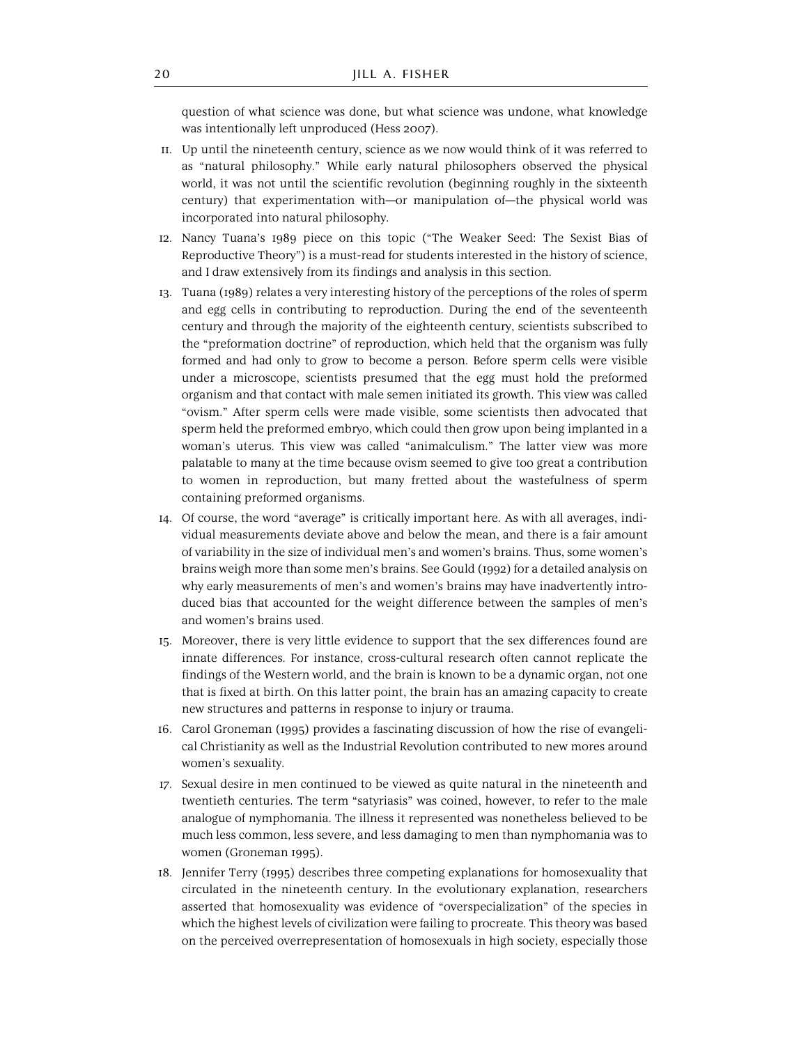question of what science was done, but what science was undone, what knowledge was intentionally left unproduced (Hess 2007).

11. Up until the nineteenth century, science as we now would think of it was referred to as "natural philosophy." While early natural philosophers observed the physical world, it was not until the scientific revolution (beginning roughly in the sixteenth century) that experimentation with—or manipulation of—the physical world was incorporated into natural philosophy.
12. Nancy Tuana's 1989 piece on this topic ("The Weaker Seed: The Sexist Bias of Reproductive Theory") is a must-read for students interested in the history of science, and I draw extensively from its findings and analysis in this section.
13. Tuana (1989) relates a very interesting history of the perceptions of the roles of sperm and egg cells in contributing to reproduction. During the end of the seventeenth century and through the majority of the eighteenth century, scientists subscribed to the "preformation doctrine" of reproduction, which held that the organism was fully formed and had only to grow to become a person. Before sperm cells were visible under a microscope, scientists presumed that the egg must hold the preformed organism and that contact with male semen initiated its growth. This view was called "ovism." After sperm cells were made visible, some scientists then advocated that sperm held the preformed embryo, which could then grow upon being implanted in a woman's uterus. This view was called "animalculism." The latter view was more palatable to many at the time because ovism seemed to give too great a contribution to women in reproduction, but many fretted about the wastefulness of sperm containing preformed organisms.
14. Of course, the word "average" is critically important here. As with all averages, individual measurements deviate above and below the mean, and there is a fair amount of variability in the size of individual men's and women's brains. Thus, some women's brains weigh more than some men's brains. See Gould (1992) for a detailed analysis on why early measurements of men's and women's brains may have inadvertently introduced bias that accounted for the weight difference between the samples of men's and women's brains used.
15. Moreover, there is very little evidence to support that the sex differences found are innate differences. For instance, cross-cultural research often cannot replicate the findings of the Western world, and the brain is known to be a dynamic organ, not one that is fixed at birth. On this latter point, the brain has an amazing capacity to create new structures and patterns in response to injury or trauma.
16. Carol Groneman (1995) provides a fascinating discussion of how the rise of evangelical Christianity as well as the Industrial Revolution contributed to new mores around women's sexuality.
17. Sexual desire in men continued to be viewed as quite natural in the nineteenth and twentieth centuries. The term "satyriasis" was coined, however, to refer to the male analogue of nymphomania. The illness it represented was nonetheless believed to be much less common, less severe, and less damaging to men than nymphomania was to women (Groneman 1995).
18. Jennifer Terry (1995) describes three competing explanations for homosexuality that circulated in the nineteenth century. In the evolutionary explanation, researchers asserted that homosexuality was evidence of "overspecialization" of the species in which the highest levels of civilization were failing to procreate. This theory was based on the perceived overrepresentation of homosexuals in high society, especially those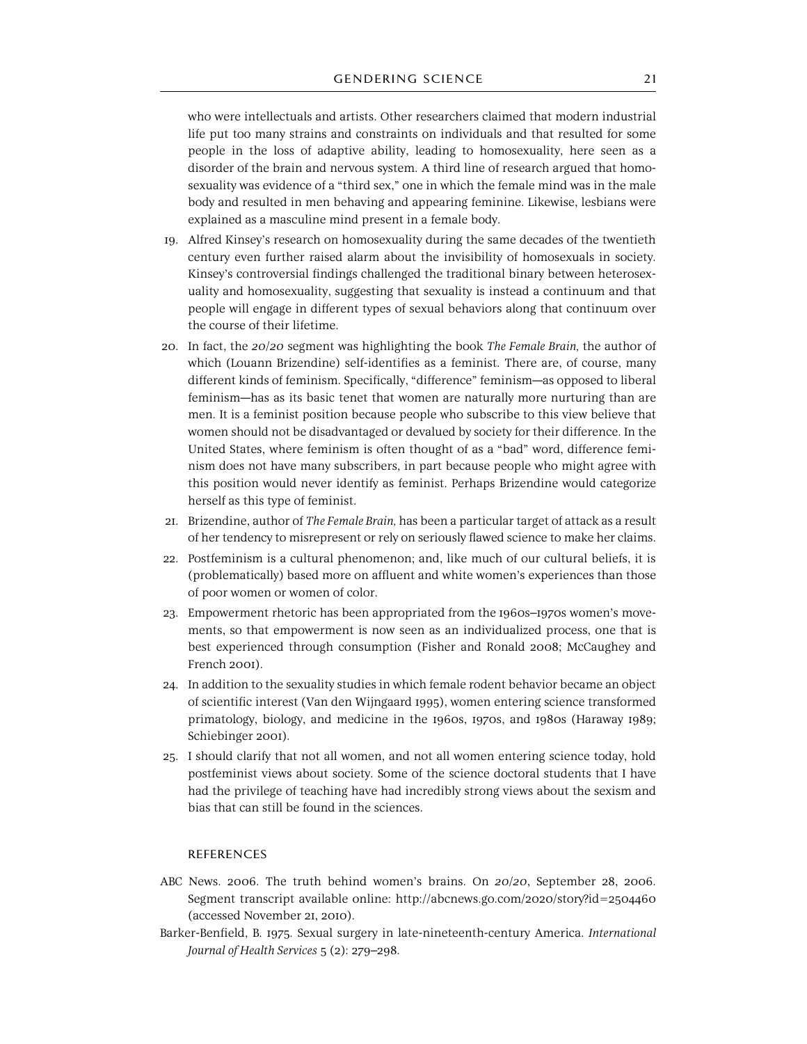who were intellectuals and artists. Other researchers claimed that modern industrial life put too many strains and constraints on individuals and that resulted for some people in the loss of adaptive ability, leading to homosexuality, here seen as a disorder of the brain and nervous system. A third line of research argued that homosexuality was evidence of a "third sex," one in which the female mind was in the male body and resulted in men behaving and appearing feminine. Likewise, lesbians were explained as a masculine mind present in a female body.

19. Alfred Kinsey's research on homosexuality during the same decades of the twentieth century even further raised alarm about the invisibility of homosexuals in society. Kinsey's controversial findings challenged the traditional binary between heterosexuality and homosexuality, suggesting that sexuality is instead a continuum and that people will engage in different types of sexual behaviors along that continuum over the course of their lifetime.
20. In fact, the *20/20* segment was highlighting the book *The Female Brain*, the author of which (Louann Brizendine) self-identifies as a feminist. There are, of course, many different kinds of feminism. Specifically, "difference" feminism—as opposed to liberal feminism—has as its basic tenet that women are naturally more nurturing than are men. It is a feminist position because people who subscribe to this view believe that women should not be disadvantaged or devalued by society for their difference. In the United States, where feminism is often thought of as a "bad" word, difference feminism does not have many subscribers, in part because people who might agree with this position would never identify as feminist. Perhaps Brizendine would categorize herself as this type of feminist.
21. Brizendine, author of *The Female Brain,* has been a particular target of attack as a result of her tendency to misrepresent or rely on seriously flawed science to make her claims.
22. Postfeminism is a cultural phenomenon; and, like much of our cultural beliefs, it is (problematically) based more on affluent and white women's experiences than those of poor women or women of color.
23. Empowerment rhetoric has been appropriated from the 1960s–1970s women's movements, so that empowerment is now seen as an individualized process, one that is best experienced through consumption (Fisher and Ronald 2008; McCaughey and French 2001).
24. In addition to the sexuality studies in which female rodent behavior became an object of scientific interest (Van den Wijngaard 1995), women entering science transformed primatology, biology, and medicine in the 1960s, 1970s, and 1980s (Haraway 1989; Schiebinger 2001).
25. I should clarify that not all women, and not all women entering science today, hold postfeminist views about society. Some of the science doctoral students that I have had the privilege of teaching have had incredibly strong views about the sexism and bias that can still be found in the sciences.

## REFERENCES

ABC News. 2006. The truth behind women's brains. On *20/20*, September 28, 2006. Segment transcript available online: http://abcnews.go.com/2020/story?id=2504460 (accessed November 21, 2010).

Barker-Benfield, B. 1975. Sexual surgery in late-nineteenth-century America. *International Journal of Health Services* 5 (2): 279–298.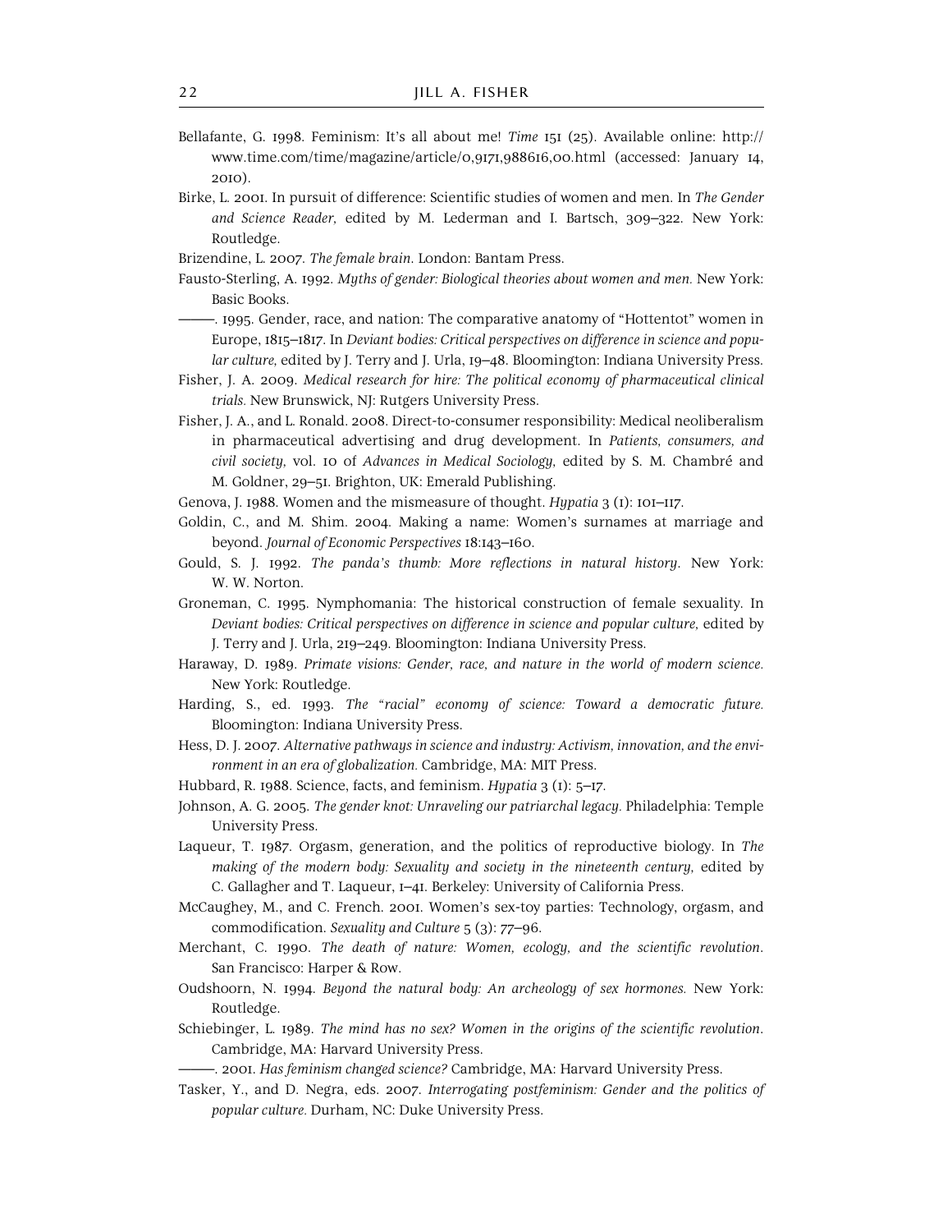Bellafante, G. 1998. Feminism: It's all about me! *Time* 151 (25). Available online: http://www.time.com/time/magazine/article/0,9171,988616,00.html (accessed: January 14, 2010).

Birke, L. 2001. In pursuit of difference: Scientific studies of women and men. In *The Gender and Science Reader*, edited by M. Lederman and I. Bartsch, 309–322. New York: Routledge.

Brizendine, L. 2007. *The female brain.* London: Bantam Press.

Fausto-Sterling, A. 1992. *Myths of gender: Biological theories about women and men.* New York: Basic Books.

———. 1995. Gender, race, and nation: The comparative anatomy of "Hottentot" women in Europe, 1815–1817. In *Deviant bodies: Critical perspectives on difference in science and popular culture,* edited by J. Terry and J. Urla, 19–48. Bloomington: Indiana University Press.

Fisher, J. A. 2009. *Medical research for hire: The political economy of pharmaceutical clinical trials.* New Brunswick, NJ: Rutgers University Press.

Fisher, J. A., and L. Ronald. 2008. Direct-to-consumer responsibility: Medical neoliberalism in pharmaceutical advertising and drug development. In *Patients, consumers, and civil society,* vol. 10 of *Advances in Medical Sociology,* edited by S. M. Chambré and M. Goldner, 29–51. Brighton, UK: Emerald Publishing.

Genova, J. 1988. Women and the mismeasure of thought. *Hypatia* 3 (1): 101–117.

Goldin, C., and M. Shim. 2004. Making a name: Women's surnames at marriage and beyond. *Journal of Economic Perspectives* 18:143–160.

Gould, S. J. 1992. *The panda's thumb: More reflections in natural history*. New York: W. W. Norton.

Groneman, C. 1995. Nymphomania: The historical construction of female sexuality. In *Deviant bodies: Critical perspectives on difference in science and popular culture,* edited by J. Terry and J. Urla, 219–249. Bloomington: Indiana University Press.

Haraway, D. 1989. *Primate visions: Gender, race, and nature in the world of modern science.* New York: Routledge.

Harding, S., ed. 1993. *The "racial" economy of science: Toward a democratic future.* Bloomington: Indiana University Press.

Hess, D. J. 2007. *Alternative pathways in science and industry: Activism, innovation, and the environment in an era of globalization.* Cambridge, MA: MIT Press.

Hubbard, R. 1988. Science, facts, and feminism. *Hypatia* 3 (1): 5–17.

Johnson, A. G. 2005. *The gender knot: Unraveling our patriarchal legacy.* Philadelphia: Temple University Press.

Laqueur, T. 1987. Orgasm, generation, and the politics of reproductive biology. In *The making of the modern body: Sexuality and society in the nineteenth century,* edited by C. Gallagher and T. Laqueur, 1–41. Berkeley: University of California Press.

McCaughey, M., and C. French. 2001. Women's sex-toy parties: Technology, orgasm, and commodification. *Sexuality and Culture* 5 (3): 77–96.

Merchant, C. 1990. *The death of nature: Women, ecology, and the scientific revolution*. San Francisco: Harper & Row.

Oudshoorn, N. 1994. *Beyond the natural body: An archeology of sex hormones.* New York: Routledge.

Schiebinger, L. 1989. *The mind has no sex? Women in the origins of the scientific revolution*. Cambridge, MA: Harvard University Press.

———. 2001. *Has feminism changed science?* Cambridge, MA: Harvard University Press.

Tasker, Y., and D. Negra, eds. 2007. *Interrogating postfeminism: Gender and the politics of popular culture.* Durham, NC: Duke University Press.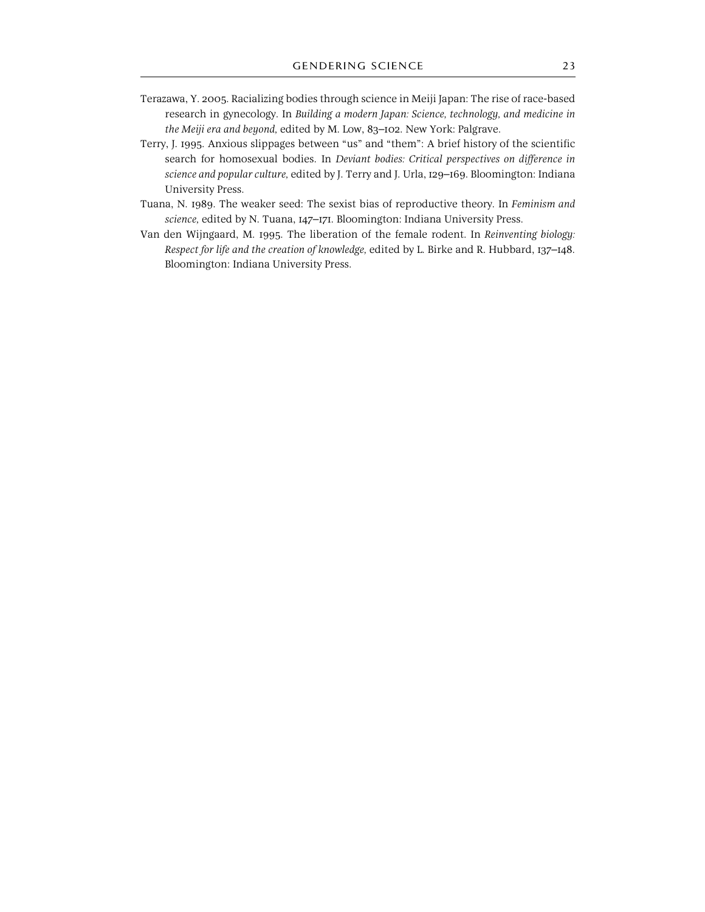Terazawa, Y. 2005. Racializing bodies through science in Meiji Japan: The rise of race-based research in gynecology. In *Building a modern Japan: Science, technology, and medicine in the Meiji era and beyond*, edited by M. Low, 83–102. New York: Palgrave.

Terry, J. 1995. Anxious slippages between "us" and "them": A brief history of the scientific search for homosexual bodies. In *Deviant bodies: Critical perspectives on difference in science and popular culture*, edited by J. Terry and J. Urla, 129–169. Bloomington: Indiana University Press.

Tuana, N. 1989. The weaker seed: The sexist bias of reproductive theory. In *Feminism and science*, edited by N. Tuana, 147–171. Bloomington: Indiana University Press.

Van den Wijngaard, M. 1995. The liberation of the female rodent. In *Reinventing biology: Respect for life and the creation of knowledge*, edited by L. Birke and R. Hubbard, 137–148. Bloomington: Indiana University Press.